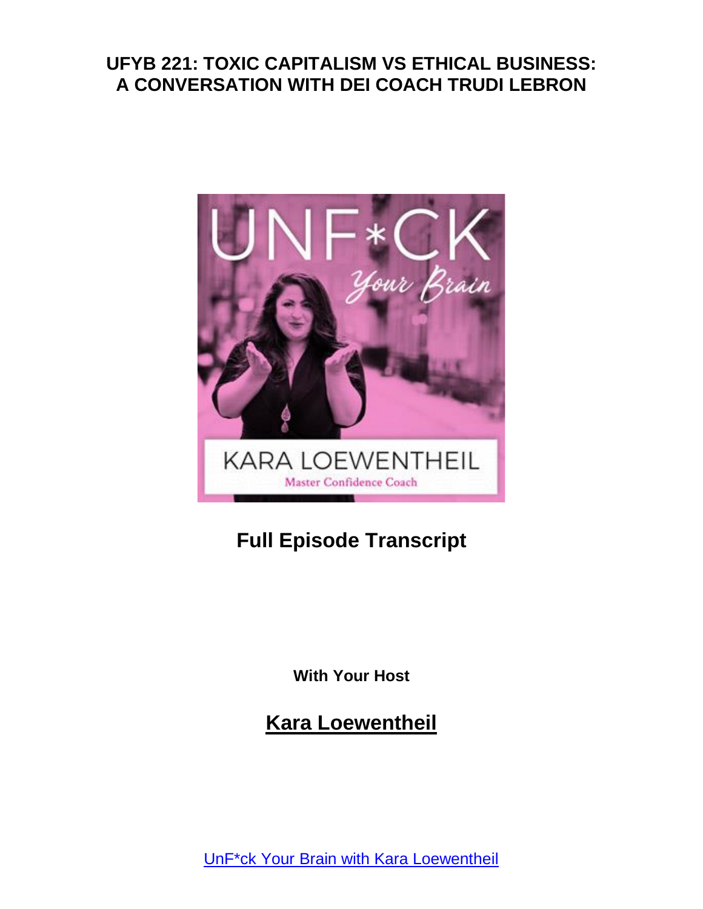# UFYB 221: TOXIC CAPITALISM VS ETHICAL BUSINESS: A CONVERSATION WITH DEI COACH TRUDI LEBRON

## Full Episode Transcript

**With Your Host**

## Kara Loewentheil

UnF*ck Your Brain with Kara Loewentheil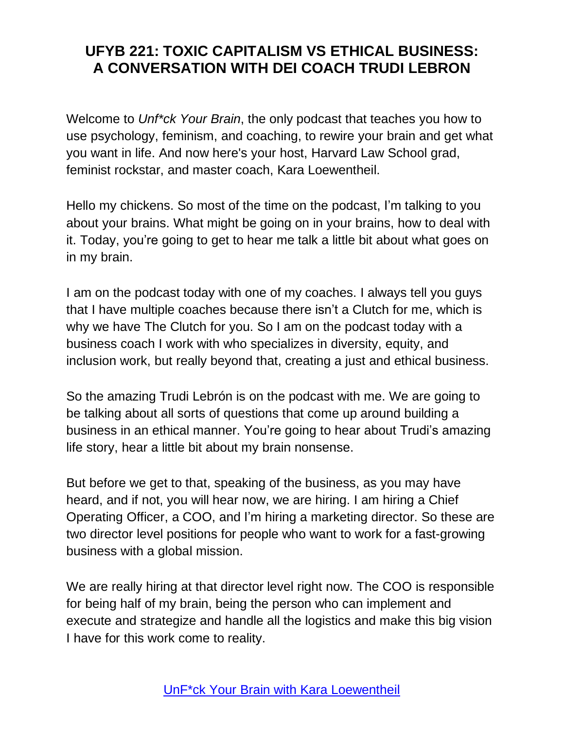# UFYB 221: TOXIC CAPITALISM VS ETHICAL BUSINESS: A CONVERSATION WITH DEI COACH TRUDI LEBRON

Welcome to *Unf*ck Your Brain*, the only podcast that teaches you how to use psychology, feminism, and coaching, to rewire your brain and get what you want in life. And now here's your host, Harvard Law School grad, feminist rockstar, and master coach, Kara Loewentheil.

Hello my chickens. So most of the time on the podcast, I'm talking to you about your brains. What might be going on in your brains, how to deal with it. Today, you're going to get to hear me talk a little bit about what goes on in my brain.

I am on the podcast today with one of my coaches. I always tell you guys that I have multiple coaches because there isn't a Clutch for me, which is why we have The Clutch for you. So I am on the podcast today with a business coach I work with who specializes in diversity, equity, and inclusion work, but really beyond that, creating a just and ethical business.

So the amazing Trudi Lebrón is on the podcast with me. We are going to be talking about all sorts of questions that come up around building a business in an ethical manner. You're going to hear about Trudi's amazing life story, hear a little bit about my brain nonsense.

But before we get to that, speaking of the business, as you may have heard, and if not, you will hear now, we are hiring. I am hiring a Chief Operating Officer, a COO, and I'm hiring a marketing director. So these are two director level positions for people who want to work for a fast-growing business with a global mission.

We are really hiring at that director level right now. The COO is responsible for being half of my brain, being the person who can implement and execute and strategize and handle all the logistics and make this big vision I have for this work come to reality.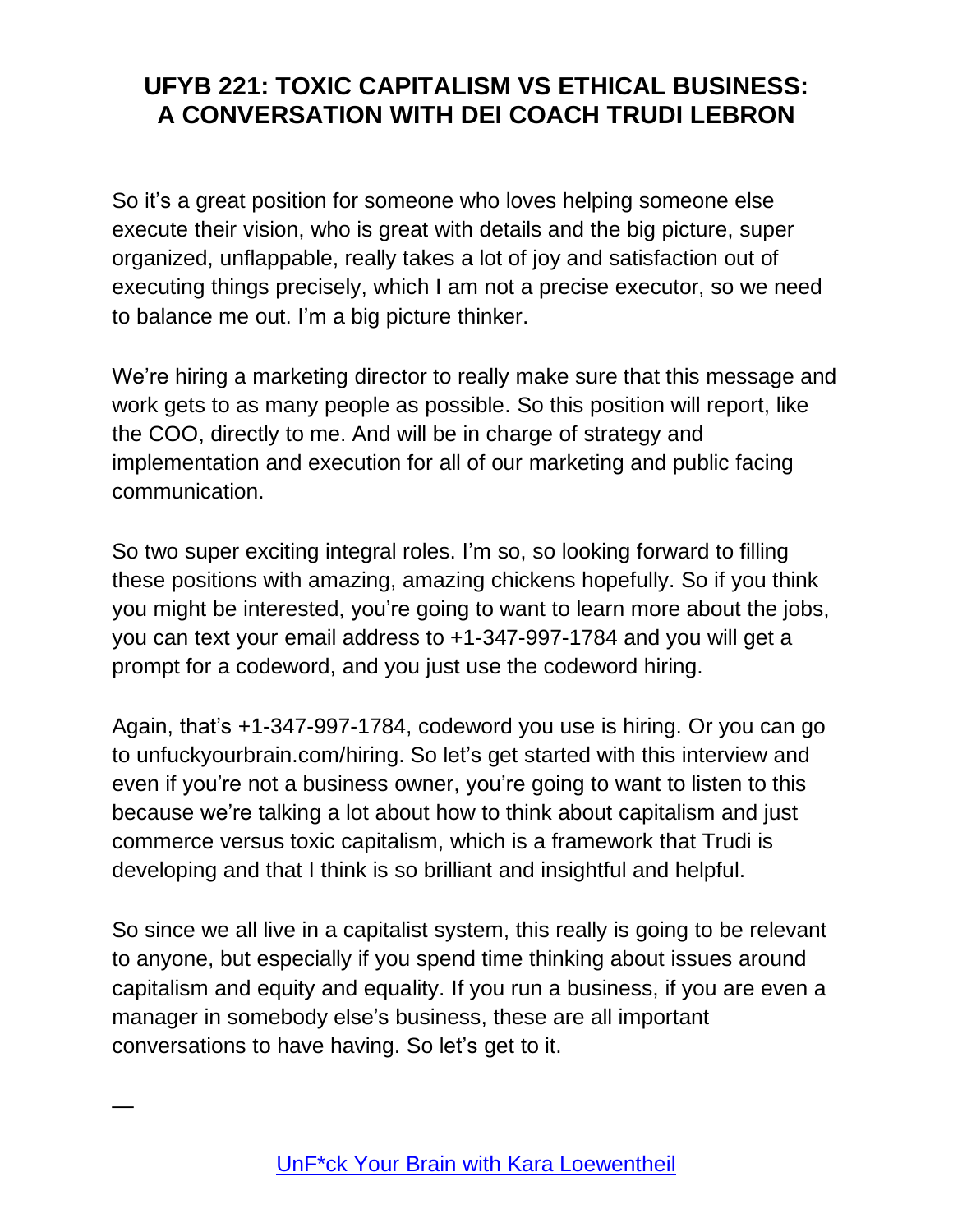So it's a great position for someone who loves helping someone else execute their vision, who is great with details and the big picture, super organized, unflappable, really takes a lot of joy and satisfaction out of executing things precisely, which I am not a precise executor, so we need to balance me out. I'm a big picture thinker.

We're hiring a marketing director to really make sure that this message and work gets to as many people as possible. So this position will report, like the COO, directly to me. And will be in charge of strategy and implementation and execution for all of our marketing and public facing communication.

So two super exciting integral roles. I'm so, so looking forward to filling these positions with amazing, amazing chickens hopefully. So if you think you might be interested, you're going to want to learn more about the jobs, you can text your email address to +1-347-997-1784 and you will get a prompt for a codeword, and you just use the codeword hiring.

Again, that's +1-347-997-1784, codeword you use is hiring. Or you can go to unfuckyourbrain.com/hiring. So let's get started with this interview and even if you're not a business owner, you're going to want to listen to this because we're talking a lot about how to think about capitalism and just commerce versus toxic capitalism, which is a framework that Trudi is developing and that I think is so brilliant and insightful and helpful.

So since we all live in a capitalist system, this really is going to be relevant to anyone, but especially if you spend time thinking about issues around capitalism and equity and equality. If you run a business, if you are even a manager in somebody else's business, these are all important conversations to have having. So let's get to it.

—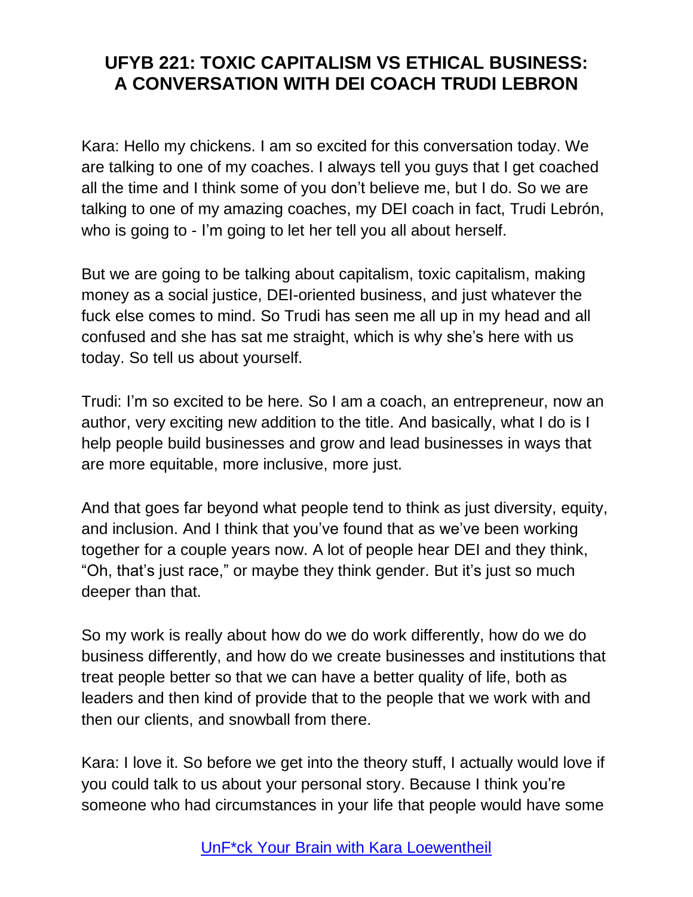# UFYB 221: TOXIC CAPITALISM VS ETHICAL BUSINESS: A CONVERSATION WITH DEI COACH TRUDI LEBRON

Kara: Hello my chickens. I am so excited for this conversation today. We are talking to one of my coaches. I always tell you guys that I get coached all the time and I think some of you don't believe me, but I do. So we are talking to one of my amazing coaches, my DEI coach in fact, Trudi Lebrón, who is going to - I'm going to let her tell you all about herself.

But we are going to be talking about capitalism, toxic capitalism, making money as a social justice, DEI-oriented business, and just whatever the fuck else comes to mind. So Trudi has seen me all up in my head and all confused and she has sat me straight, which is why she's here with us today. So tell us about yourself.

Trudi: I'm so excited to be here. So I am a coach, an entrepreneur, now an author, very exciting new addition to the title. And basically, what I do is I help people build businesses and grow and lead businesses in ways that are more equitable, more inclusive, more just.

And that goes far beyond what people tend to think as just diversity, equity, and inclusion. And I think that you've found that as we've been working together for a couple years now. A lot of people hear DEI and they think, "Oh, that's just race," or maybe they think gender. But it's just so much deeper than that.

So my work is really about how do we do work differently, how do we do business differently, and how do we create businesses and institutions that treat people better so that we can have a better quality of life, both as leaders and then kind of provide that to the people that we work with and then our clients, and snowball from there.

Kara: I love it. So before we get into the theory stuff, I actually would love if you could talk to us about your personal story. Because I think you're someone who had circumstances in your life that people would have some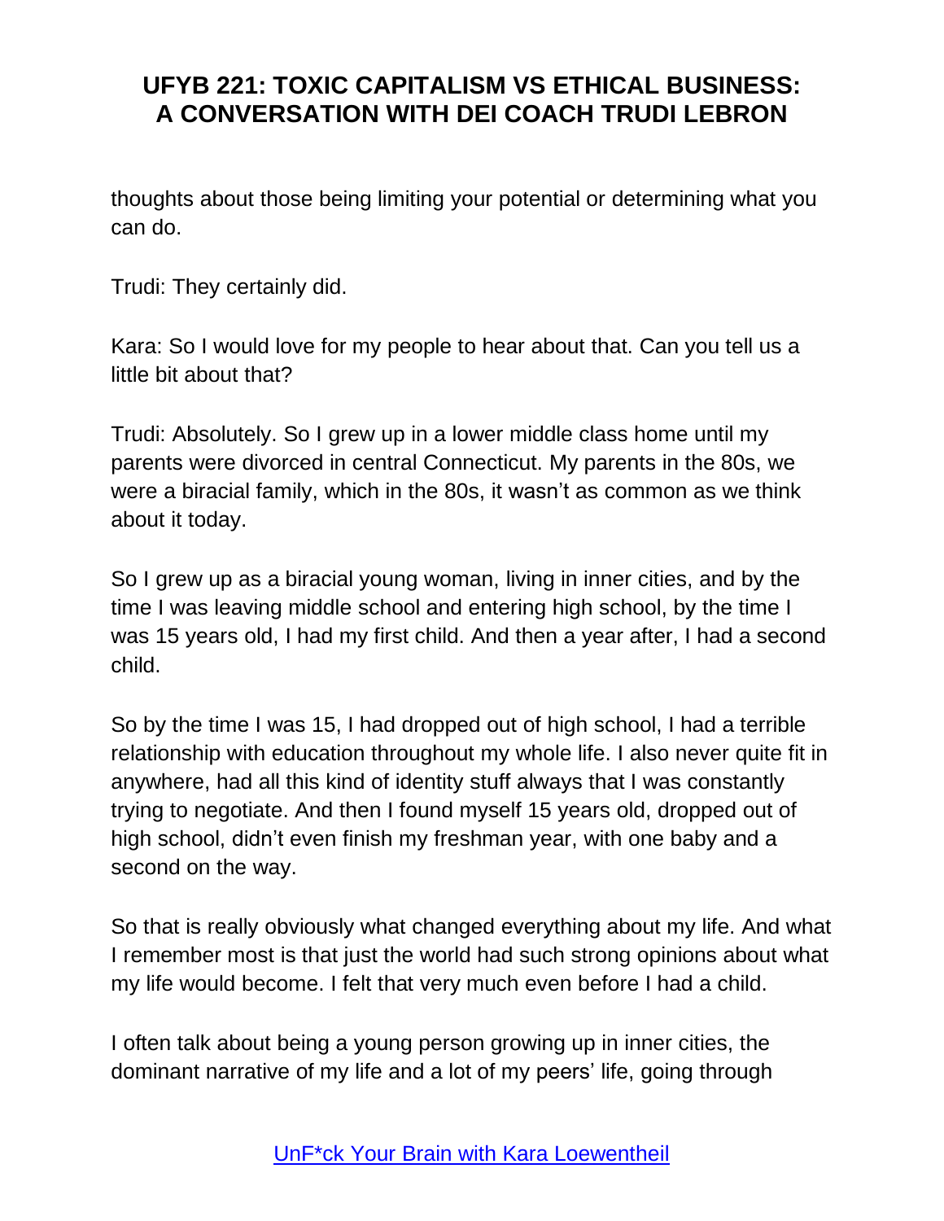thoughts about those being limiting your potential or determining what you can do.

Trudi: They certainly did.

Kara: So I would love for my people to hear about that. Can you tell us a little bit about that?

Trudi: Absolutely. So I grew up in a lower middle class home until my parents were divorced in central Connecticut. My parents in the 80s, we were a biracial family, which in the 80s, it wasn't as common as we think about it today.

So I grew up as a biracial young woman, living in inner cities, and by the time I was leaving middle school and entering high school, by the time I was 15 years old, I had my first child. And then a year after, I had a second child.

So by the time I was 15, I had dropped out of high school, I had a terrible relationship with education throughout my whole life. I also never quite fit in anywhere, had all this kind of identity stuff always that I was constantly trying to negotiate. And then I found myself 15 years old, dropped out of high school, didn't even finish my freshman year, with one baby and a second on the way.

So that is really obviously what changed everything about my life. And what I remember most is that just the world had such strong opinions about what my life would become. I felt that very much even before I had a child.

I often talk about being a young person growing up in inner cities, the dominant narrative of my life and a lot of my peers' life, going through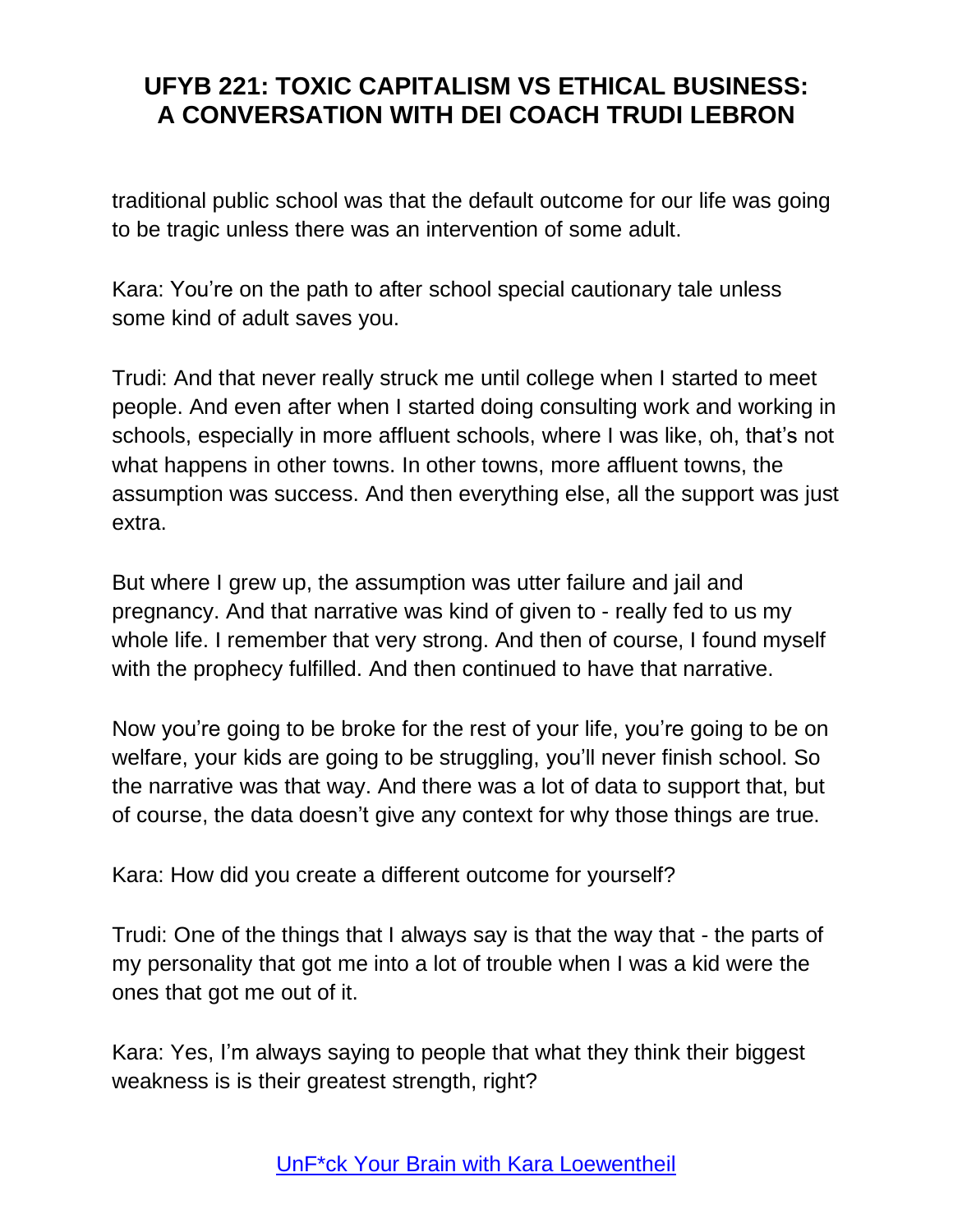traditional public school was that the default outcome for our life was going to be tragic unless there was an intervention of some adult.

Kara: You're on the path to after school special cautionary tale unless some kind of adult saves you.

Trudi: And that never really struck me until college when I started to meet people. And even after when I started doing consulting work and working in schools, especially in more affluent schools, where I was like, oh, that's not what happens in other towns. In other towns, more affluent towns, the assumption was success. And then everything else, all the support was just extra.

But where I grew up, the assumption was utter failure and jail and pregnancy. And that narrative was kind of given to - really fed to us my whole life. I remember that very strong. And then of course, I found myself with the prophecy fulfilled. And then continued to have that narrative.

Now you're going to be broke for the rest of your life, you're going to be on welfare, your kids are going to be struggling, you'll never finish school. So the narrative was that way. And there was a lot of data to support that, but of course, the data doesn't give any context for why those things are true.

Kara: How did you create a different outcome for yourself?

Trudi: One of the things that I always say is that the way that - the parts of my personality that got me into a lot of trouble when I was a kid were the ones that got me out of it.

Kara: Yes, I'm always saying to people that what they think their biggest weakness is is their greatest strength, right?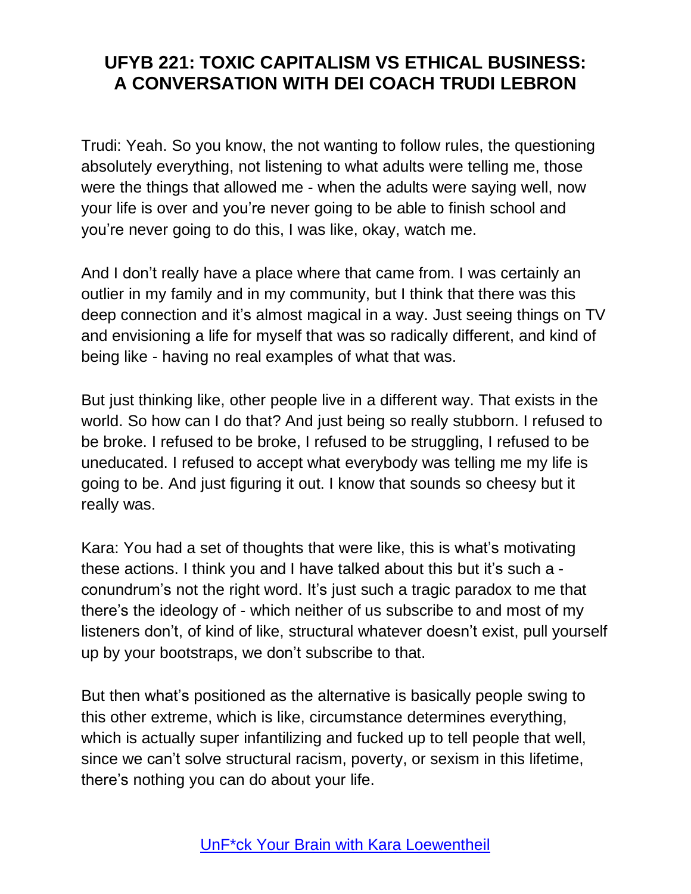Trudi: Yeah. So you know, the not wanting to follow rules, the questioning absolutely everything, not listening to what adults were telling me, those were the things that allowed me - when the adults were saying well, now your life is over and you're never going to be able to finish school and you're never going to do this, I was like, okay, watch me.

And I don't really have a place where that came from. I was certainly an outlier in my family and in my community, but I think that there was this deep connection and it's almost magical in a way. Just seeing things on TV and envisioning a life for myself that was so radically different, and kind of being like - having no real examples of what that was.

But just thinking like, other people live in a different way. That exists in the world. So how can I do that? And just being so really stubborn. I refused to be broke. I refused to be broke, I refused to be struggling, I refused to be uneducated. I refused to accept what everybody was telling me my life is going to be. And just figuring it out. I know that sounds so cheesy but it really was.

Kara: You had a set of thoughts that were like, this is what's motivating these actions. I think you and I have talked about this but it's such a - conundrum's not the right word. It's just such a tragic paradox to me that there's the ideology of - which neither of us subscribe to and most of my listeners don't, of kind of like, structural whatever doesn't exist, pull yourself up by your bootstraps, we don't subscribe to that.

But then what's positioned as the alternative is basically people swing to this other extreme, which is like, circumstance determines everything, which is actually super infantilizing and fucked up to tell people that well, since we can't solve structural racism, poverty, or sexism in this lifetime, there's nothing you can do about your life.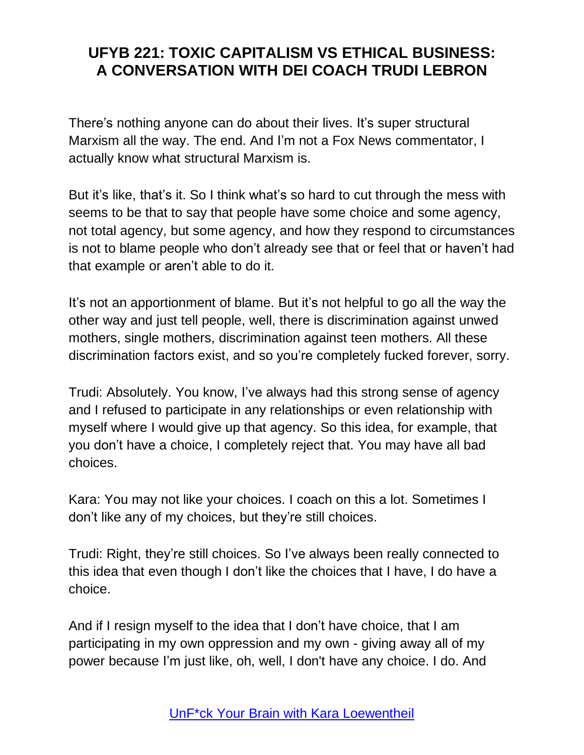There's nothing anyone can do about their lives. It's super structural Marxism all the way. The end. And I'm not a Fox News commentator, I actually know what structural Marxism is.

But it's like, that's it. So I think what's so hard to cut through the mess with seems to be that to say that people have some choice and some agency, not total agency, but some agency, and how they respond to circumstances is not to blame people who don't already see that or feel that or haven't had that example or aren't able to do it.

It's not an apportionment of blame. But it's not helpful to go all the way the other way and just tell people, well, there is discrimination against unwed mothers, single mothers, discrimination against teen mothers. All these discrimination factors exist, and so you're completely fucked forever, sorry.

Trudi: Absolutely. You know, I've always had this strong sense of agency and I refused to participate in any relationships or even relationship with myself where I would give up that agency. So this idea, for example, that you don't have a choice, I completely reject that. You may have all bad choices.

Kara: You may not like your choices. I coach on this a lot. Sometimes I don't like any of my choices, but they're still choices.

Trudi: Right, they're still choices. So I've always been really connected to this idea that even though I don't like the choices that I have, I do have a choice.

And if I resign myself to the idea that I don't have choice, that I am participating in my own oppression and my own - giving away all of my power because I'm just like, oh, well, I don't have any choice. I do. And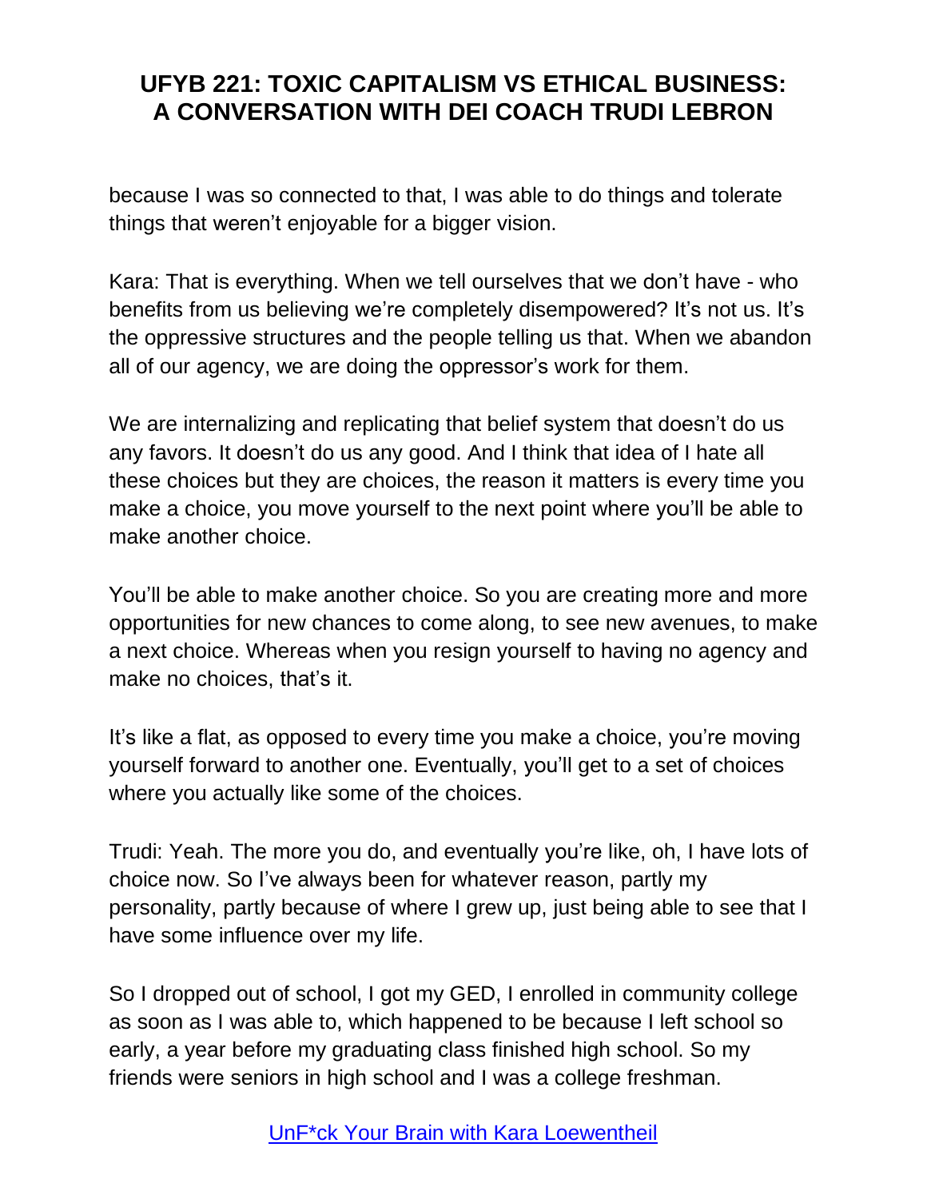because I was so connected to that, I was able to do things and tolerate things that weren't enjoyable for a bigger vision.

Kara: That is everything. When we tell ourselves that we don't have - who benefits from us believing we're completely disempowered? It's not us. It's the oppressive structures and the people telling us that. When we abandon all of our agency, we are doing the oppressor's work for them.

We are internalizing and replicating that belief system that doesn't do us any favors. It doesn't do us any good. And I think that idea of I hate all these choices but they are choices, the reason it matters is every time you make a choice, you move yourself to the next point where you'll be able to make another choice.

You'll be able to make another choice. So you are creating more and more opportunities for new chances to come along, to see new avenues, to make a next choice. Whereas when you resign yourself to having no agency and make no choices, that's it.

It's like a flat, as opposed to every time you make a choice, you're moving yourself forward to another one. Eventually, you'll get to a set of choices where you actually like some of the choices.

Trudi: Yeah. The more you do, and eventually you're like, oh, I have lots of choice now. So I've always been for whatever reason, partly my personality, partly because of where I grew up, just being able to see that I have some influence over my life.

So I dropped out of school, I got my GED, I enrolled in community college as soon as I was able to, which happened to be because I left school so early, a year before my graduating class finished high school. So my friends were seniors in high school and I was a college freshman.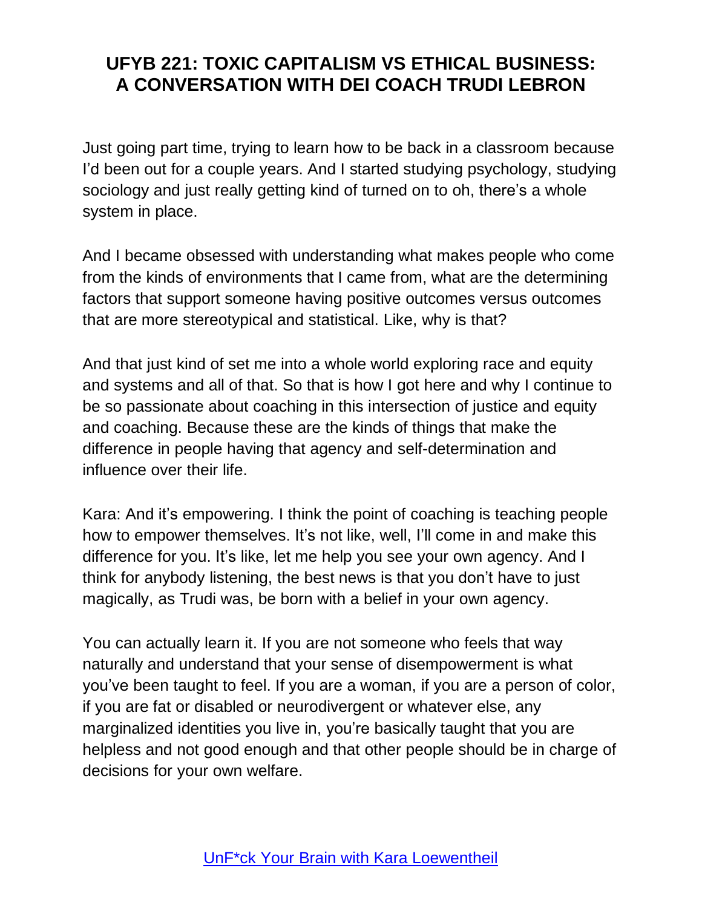Just going part time, trying to learn how to be back in a classroom because I'd been out for a couple years. And I started studying psychology, studying sociology and just really getting kind of turned on to oh, there's a whole system in place.

And I became obsessed with understanding what makes people who come from the kinds of environments that I came from, what are the determining factors that support someone having positive outcomes versus outcomes that are more stereotypical and statistical. Like, why is that?

And that just kind of set me into a whole world exploring race and equity and systems and all of that. So that is how I got here and why I continue to be so passionate about coaching in this intersection of justice and equity and coaching. Because these are the kinds of things that make the difference in people having that agency and self-determination and influence over their life.

Kara: And it's empowering. I think the point of coaching is teaching people how to empower themselves. It's not like, well, I'll come in and make this difference for you. It's like, let me help you see your own agency. And I think for anybody listening, the best news is that you don't have to just magically, as Trudi was, be born with a belief in your own agency.

You can actually learn it. If you are not someone who feels that way naturally and understand that your sense of disempowerment is what you've been taught to feel. If you are a woman, if you are a person of color, if you are fat or disabled or neurodivergent or whatever else, any marginalized identities you live in, you're basically taught that you are helpless and not good enough and that other people should be in charge of decisions for your own welfare.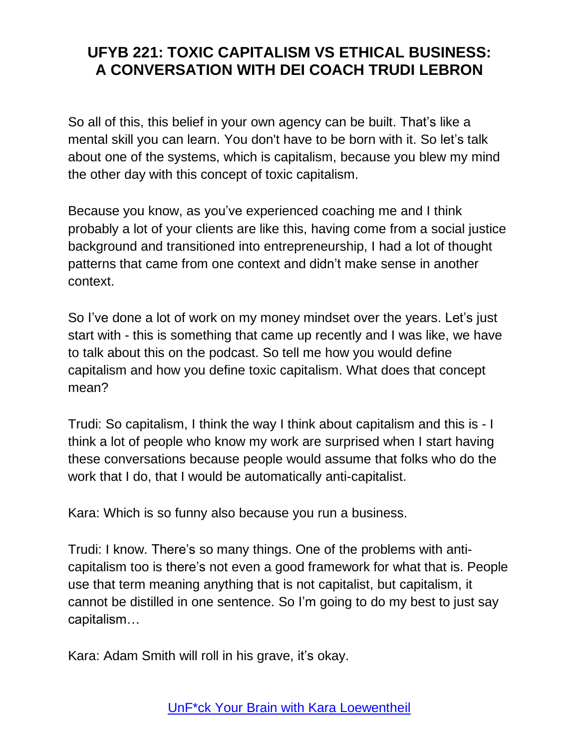So all of this, this belief in your own agency can be built. That's like a mental skill you can learn. You don't have to be born with it. So let's talk about one of the systems, which is capitalism, because you blew my mind the other day with this concept of toxic capitalism.

Because you know, as you've experienced coaching me and I think probably a lot of your clients are like this, having come from a social justice background and transitioned into entrepreneurship, I had a lot of thought patterns that came from one context and didn't make sense in another context.

So I've done a lot of work on my money mindset over the years. Let's just start with - this is something that came up recently and I was like, we have to talk about this on the podcast. So tell me how you would define capitalism and how you define toxic capitalism. What does that concept mean?

Trudi: So capitalism, I think the way I think about capitalism and this is - I think a lot of people who know my work are surprised when I start having these conversations because people would assume that folks who do the work that I do, that I would be automatically anti-capitalist.

Kara: Which is so funny also because you run a business.

Trudi: I know. There's so many things. One of the problems with anti-capitalism too is there's not even a good framework for what that is. People use that term meaning anything that is not capitalist, but capitalism, it cannot be distilled in one sentence. So I'm going to do my best to just say capitalism…

Kara: Adam Smith will roll in his grave, it's okay.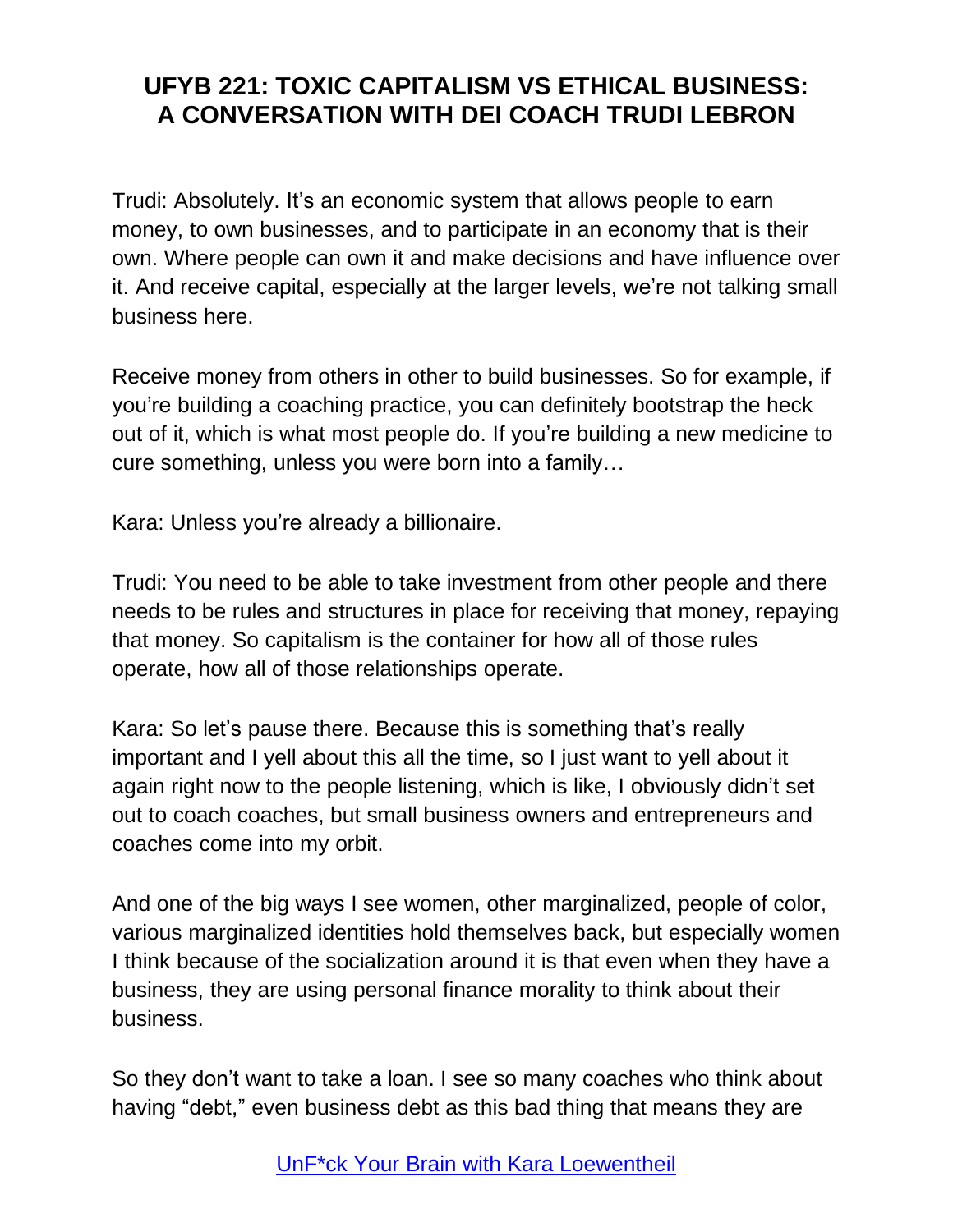# UFYB 221: TOXIC CAPITALISM VS ETHICAL BUSINESS: A CONVERSATION WITH DEI COACH TRUDI LEBRON

Trudi: Absolutely. It's an economic system that allows people to earn money, to own businesses, and to participate in an economy that is their own. Where people can own it and make decisions and have influence over it. And receive capital, especially at the larger levels, we're not talking small business here.

Receive money from others in other to build businesses. So for example, if you're building a coaching practice, you can definitely bootstrap the heck out of it, which is what most people do. If you're building a new medicine to cure something, unless you were born into a family…

Kara: Unless you're already a billionaire.

Trudi: You need to be able to take investment from other people and there needs to be rules and structures in place for receiving that money, repaying that money. So capitalism is the container for how all of those rules operate, how all of those relationships operate.

Kara: So let's pause there. Because this is something that's really important and I yell about this all the time, so I just want to yell about it again right now to the people listening, which is like, I obviously didn't set out to coach coaches, but small business owners and entrepreneurs and coaches come into my orbit.

And one of the big ways I see women, other marginalized, people of color, various marginalized identities hold themselves back, but especially women I think because of the socialization around it is that even when they have a business, they are using personal finance morality to think about their business.

So they don't want to take a loan. I see so many coaches who think about having "debt," even business debt as this bad thing that means they are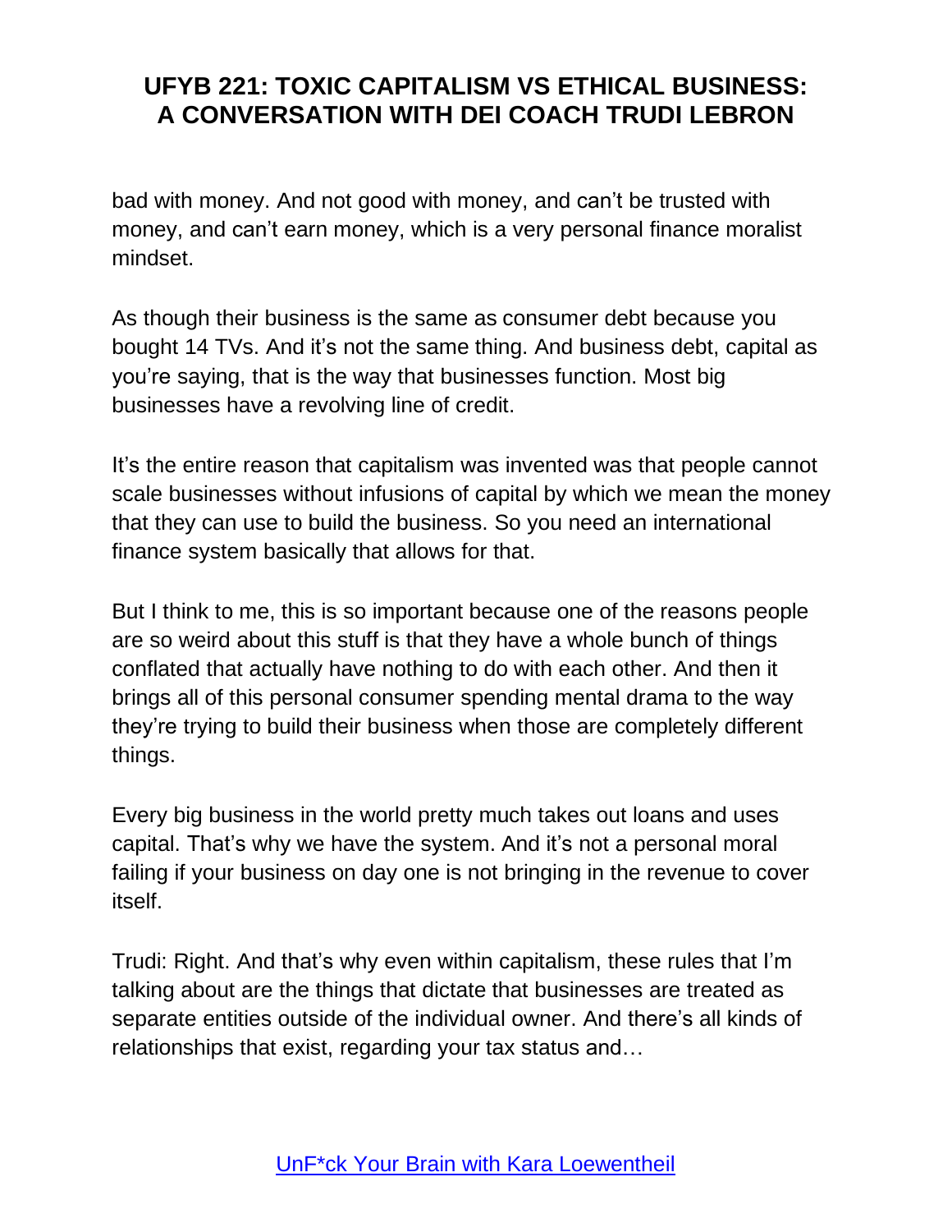bad with money. And not good with money, and can't be trusted with money, and can't earn money, which is a very personal finance moralist mindset.

As though their business is the same as consumer debt because you bought 14 TVs. And it's not the same thing. And business debt, capital as you're saying, that is the way that businesses function. Most big businesses have a revolving line of credit.

It's the entire reason that capitalism was invented was that people cannot scale businesses without infusions of capital by which we mean the money that they can use to build the business. So you need an international finance system basically that allows for that.

But I think to me, this is so important because one of the reasons people are so weird about this stuff is that they have a whole bunch of things conflated that actually have nothing to do with each other. And then it brings all of this personal consumer spending mental drama to the way they're trying to build their business when those are completely different things.

Every big business in the world pretty much takes out loans and uses capital. That's why we have the system. And it's not a personal moral failing if your business on day one is not bringing in the revenue to cover itself.

Trudi: Right. And that's why even within capitalism, these rules that I'm talking about are the things that dictate that businesses are treated as separate entities outside of the individual owner. And there's all kinds of relationships that exist, regarding your tax status and…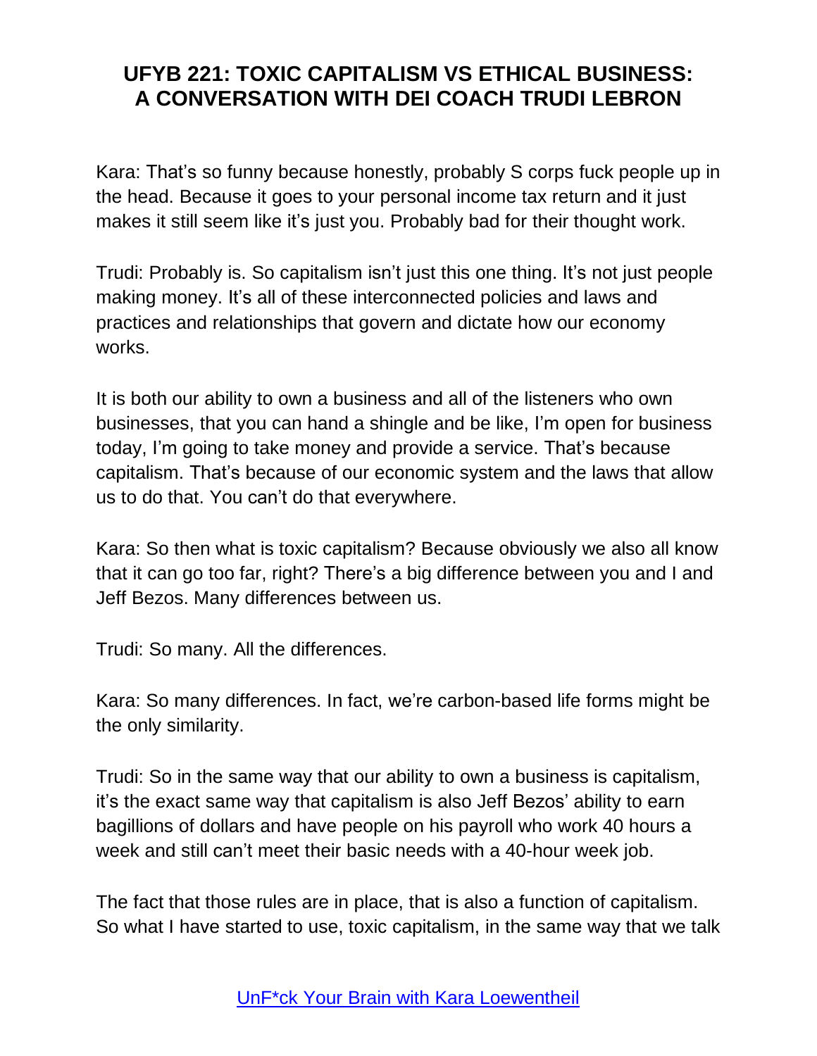Kara: That's so funny because honestly, probably S corps fuck people up in the head. Because it goes to your personal income tax return and it just makes it still seem like it's just you. Probably bad for their thought work.

Trudi: Probably is. So capitalism isn't just this one thing. It's not just people making money. It's all of these interconnected policies and laws and practices and relationships that govern and dictate how our economy works.

It is both our ability to own a business and all of the listeners who own businesses, that you can hand a shingle and be like, I'm open for business today, I'm going to take money and provide a service. That's because capitalism. That's because of our economic system and the laws that allow us to do that. You can't do that everywhere.

Kara: So then what is toxic capitalism? Because obviously we also all know that it can go too far, right? There's a big difference between you and I and Jeff Bezos. Many differences between us.

Trudi: So many. All the differences.

Kara: So many differences. In fact, we're carbon-based life forms might be the only similarity.

Trudi: So in the same way that our ability to own a business is capitalism, it's the exact same way that capitalism is also Jeff Bezos' ability to earn bagillions of dollars and have people on his payroll who work 40 hours a week and still can't meet their basic needs with a 40-hour week job.

The fact that those rules are in place, that is also a function of capitalism. So what I have started to use, toxic capitalism, in the same way that we talk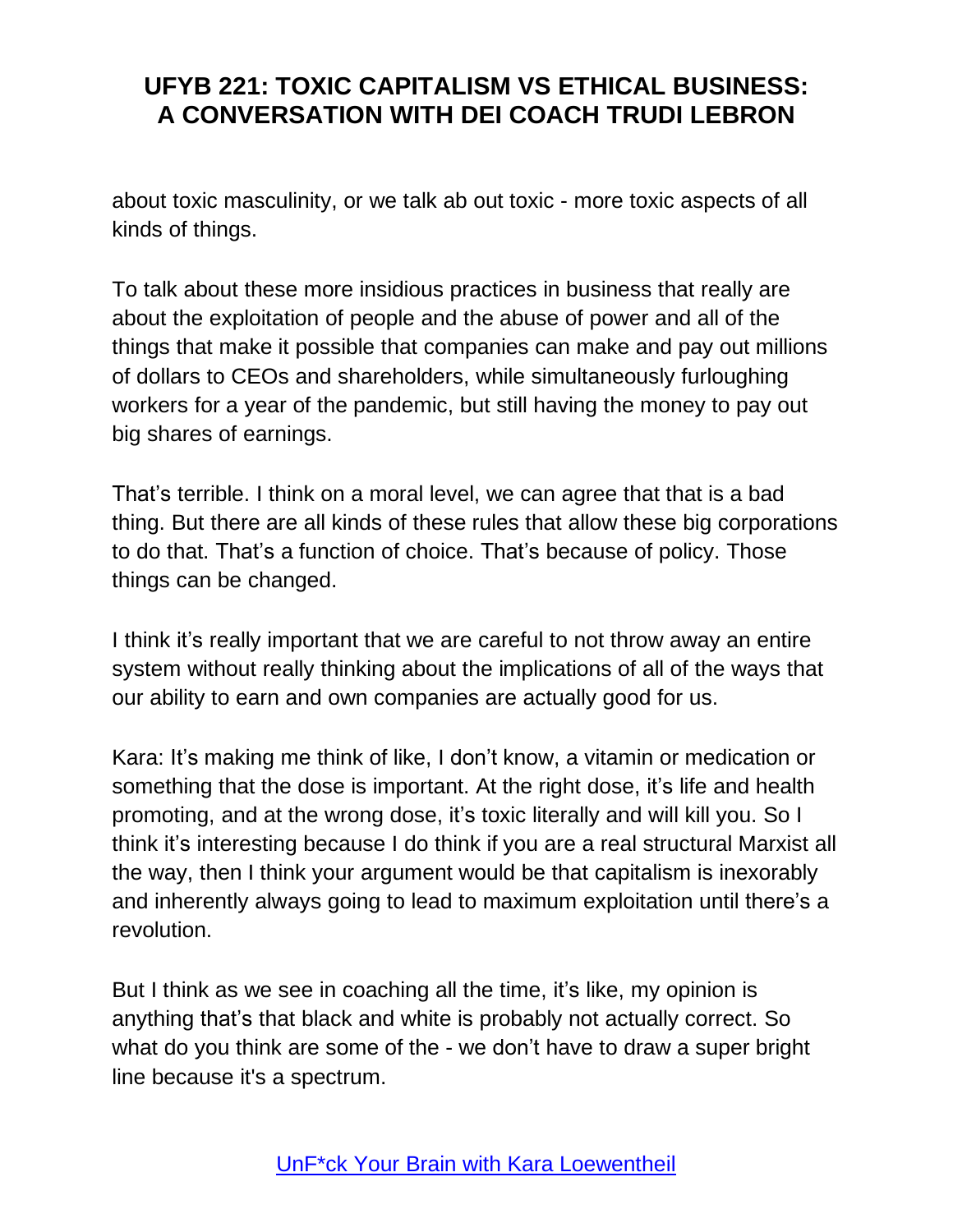about toxic masculinity, or we talk ab out toxic - more toxic aspects of all kinds of things.

To talk about these more insidious practices in business that really are about the exploitation of people and the abuse of power and all of the things that make it possible that companies can make and pay out millions of dollars to CEOs and shareholders, while simultaneously furloughing workers for a year of the pandemic, but still having the money to pay out big shares of earnings.

That's terrible. I think on a moral level, we can agree that that is a bad thing. But there are all kinds of these rules that allow these big corporations to do that. That's a function of choice. That's because of policy. Those things can be changed.

I think it's really important that we are careful to not throw away an entire system without really thinking about the implications of all of the ways that our ability to earn and own companies are actually good for us.

Kara: It's making me think of like, I don't know, a vitamin or medication or something that the dose is important. At the right dose, it's life and health promoting, and at the wrong dose, it's toxic literally and will kill you. So I think it's interesting because I do think if you are a real structural Marxist all the way, then I think your argument would be that capitalism is inexorably and inherently always going to lead to maximum exploitation until there's a revolution.

But I think as we see in coaching all the time, it's like, my opinion is anything that's that black and white is probably not actually correct. So what do you think are some of the - we don't have to draw a super bright line because it's a spectrum.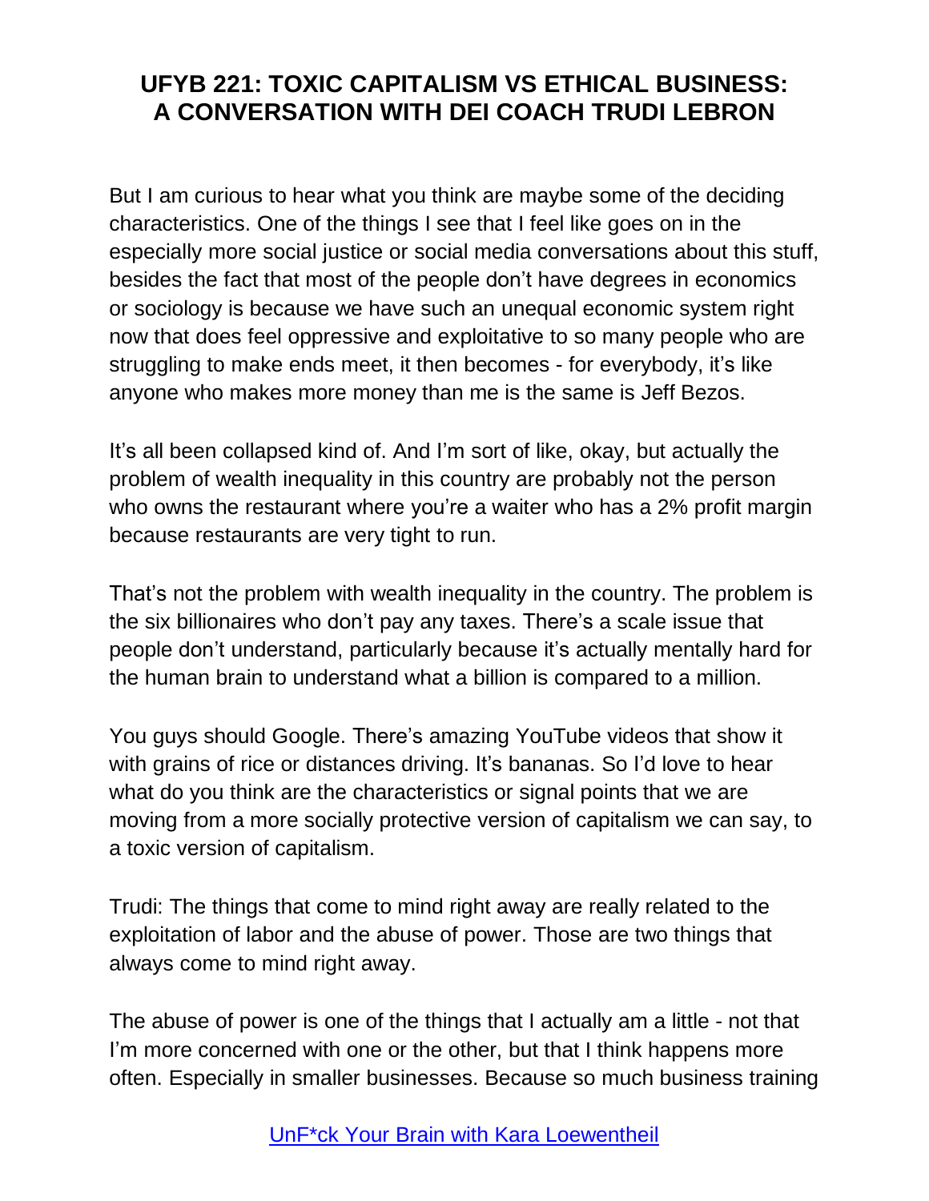But I am curious to hear what you think are maybe some of the deciding characteristics. One of the things I see that I feel like goes on in the especially more social justice or social media conversations about this stuff, besides the fact that most of the people don't have degrees in economics or sociology is because we have such an unequal economic system right now that does feel oppressive and exploitative to so many people who are struggling to make ends meet, it then becomes - for everybody, it's like anyone who makes more money than me is the same is Jeff Bezos.

It's all been collapsed kind of. And I'm sort of like, okay, but actually the problem of wealth inequality in this country are probably not the person who owns the restaurant where you're a waiter who has a 2% profit margin because restaurants are very tight to run.

That's not the problem with wealth inequality in the country. The problem is the six billionaires who don't pay any taxes. There's a scale issue that people don't understand, particularly because it's actually mentally hard for the human brain to understand what a billion is compared to a million.

You guys should Google. There's amazing YouTube videos that show it with grains of rice or distances driving. It's bananas. So I'd love to hear what do you think are the characteristics or signal points that we are moving from a more socially protective version of capitalism we can say, to a toxic version of capitalism.

Trudi: The things that come to mind right away are really related to the exploitation of labor and the abuse of power. Those are two things that always come to mind right away.

The abuse of power is one of the things that I actually am a little - not that I'm more concerned with one or the other, but that I think happens more often. Especially in smaller businesses. Because so much business training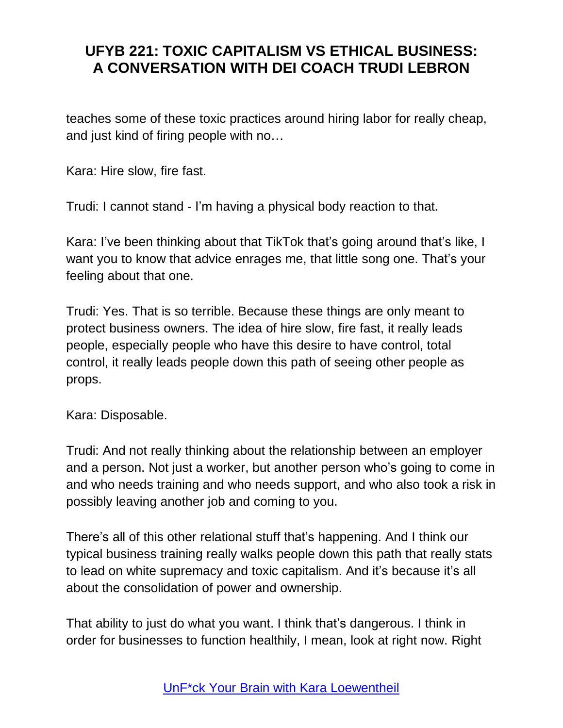teaches some of these toxic practices around hiring labor for really cheap, and just kind of firing people with no…

Kara: Hire slow, fire fast.

Trudi: I cannot stand - I'm having a physical body reaction to that.

Kara: I've been thinking about that TikTok that's going around that's like, I want you to know that advice enrages me, that little song one. That's your feeling about that one.

Trudi: Yes. That is so terrible. Because these things are only meant to protect business owners. The idea of hire slow, fire fast, it really leads people, especially people who have this desire to have control, total control, it really leads people down this path of seeing other people as props.

Kara: Disposable.

Trudi: And not really thinking about the relationship between an employer and a person. Not just a worker, but another person who's going to come in and who needs training and who needs support, and who also took a risk in possibly leaving another job and coming to you.

There's all of this other relational stuff that's happening. And I think our typical business training really walks people down this path that really stats to lead on white supremacy and toxic capitalism. And it's because it's all about the consolidation of power and ownership.

That ability to just do what you want. I think that's dangerous. I think in order for businesses to function healthily, I mean, look at right now. Right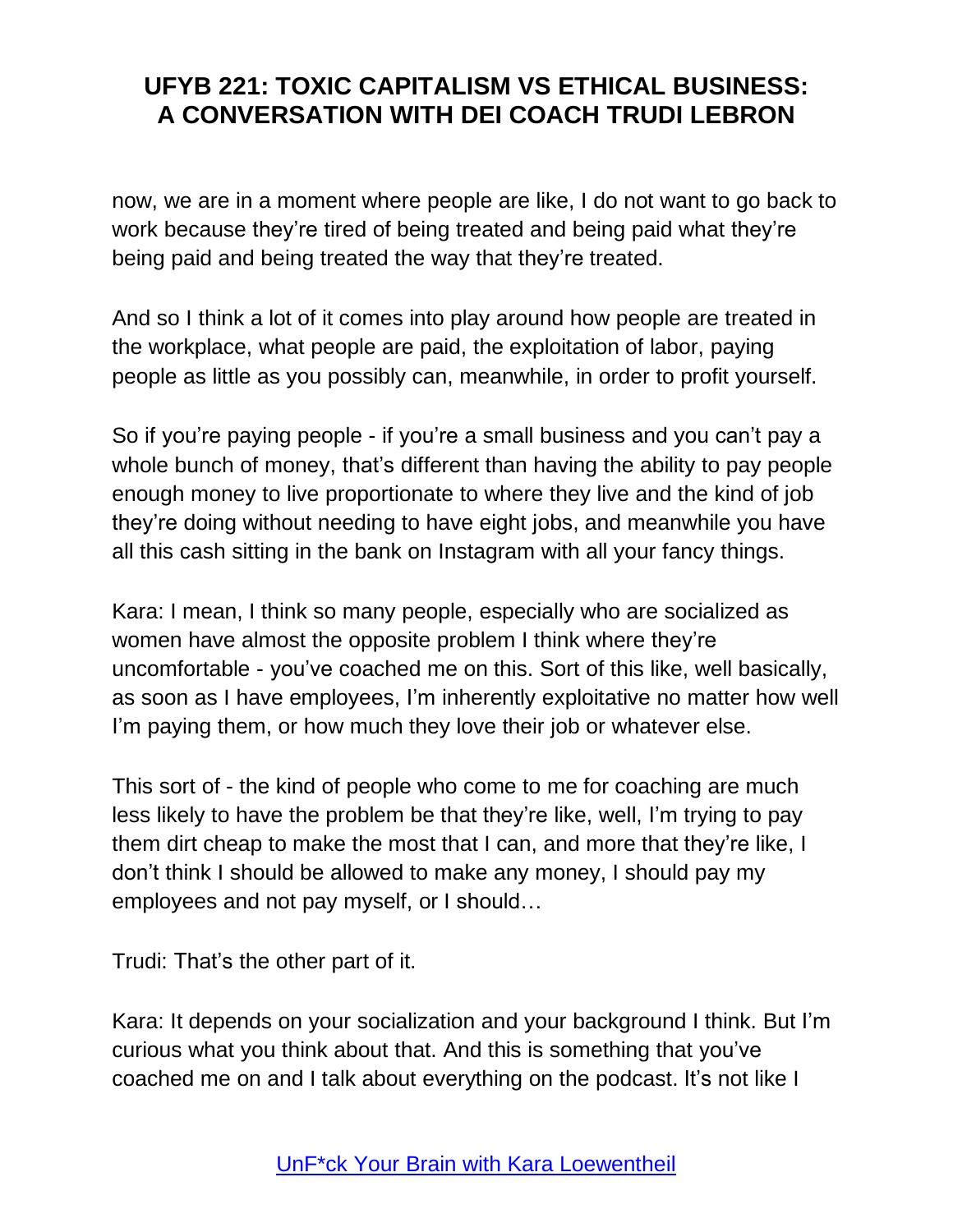now, we are in a moment where people are like, I do not want to go back to work because they're tired of being treated and being paid what they're being paid and being treated the way that they're treated.

And so I think a lot of it comes into play around how people are treated in the workplace, what people are paid, the exploitation of labor, paying people as little as you possibly can, meanwhile, in order to profit yourself.

So if you're paying people - if you're a small business and you can't pay a whole bunch of money, that's different than having the ability to pay people enough money to live proportionate to where they live and the kind of job they're doing without needing to have eight jobs, and meanwhile you have all this cash sitting in the bank on Instagram with all your fancy things.

Kara: I mean, I think so many people, especially who are socialized as women have almost the opposite problem I think where they're uncomfortable - you've coached me on this. Sort of this like, well basically, as soon as I have employees, I'm inherently exploitative no matter how well I'm paying them, or how much they love their job or whatever else.

This sort of - the kind of people who come to me for coaching are much less likely to have the problem be that they're like, well, I'm trying to pay them dirt cheap to make the most that I can, and more that they're like, I don't think I should be allowed to make any money, I should pay my employees and not pay myself, or I should…

Trudi: That's the other part of it.

Kara: It depends on your socialization and your background I think. But I'm curious what you think about that. And this is something that you've coached me on and I talk about everything on the podcast. It's not like I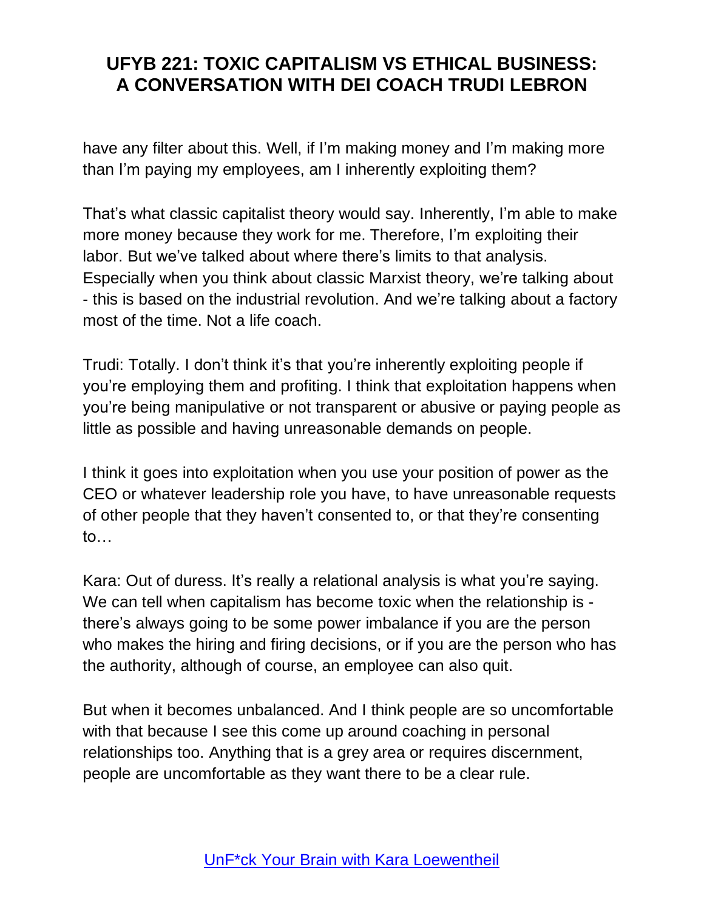have any filter about this. Well, if I'm making money and I'm making more than I'm paying my employees, am I inherently exploiting them?

That's what classic capitalist theory would say. Inherently, I'm able to make more money because they work for me. Therefore, I'm exploiting their labor. But we've talked about where there's limits to that analysis. Especially when you think about classic Marxist theory, we're talking about - this is based on the industrial revolution. And we're talking about a factory most of the time. Not a life coach.

Trudi: Totally. I don't think it's that you're inherently exploiting people if you're employing them and profiting. I think that exploitation happens when you're being manipulative or not transparent or abusive or paying people as little as possible and having unreasonable demands on people.

I think it goes into exploitation when you use your position of power as the CEO or whatever leadership role you have, to have unreasonable requests of other people that they haven't consented to, or that they're consenting to…

Kara: Out of duress. It's really a relational analysis is what you're saying. We can tell when capitalism has become toxic when the relationship is - there's always going to be some power imbalance if you are the person who makes the hiring and firing decisions, or if you are the person who has the authority, although of course, an employee can also quit.

But when it becomes unbalanced. And I think people are so uncomfortable with that because I see this come up around coaching in personal relationships too. Anything that is a grey area or requires discernment, people are uncomfortable as they want there to be a clear rule.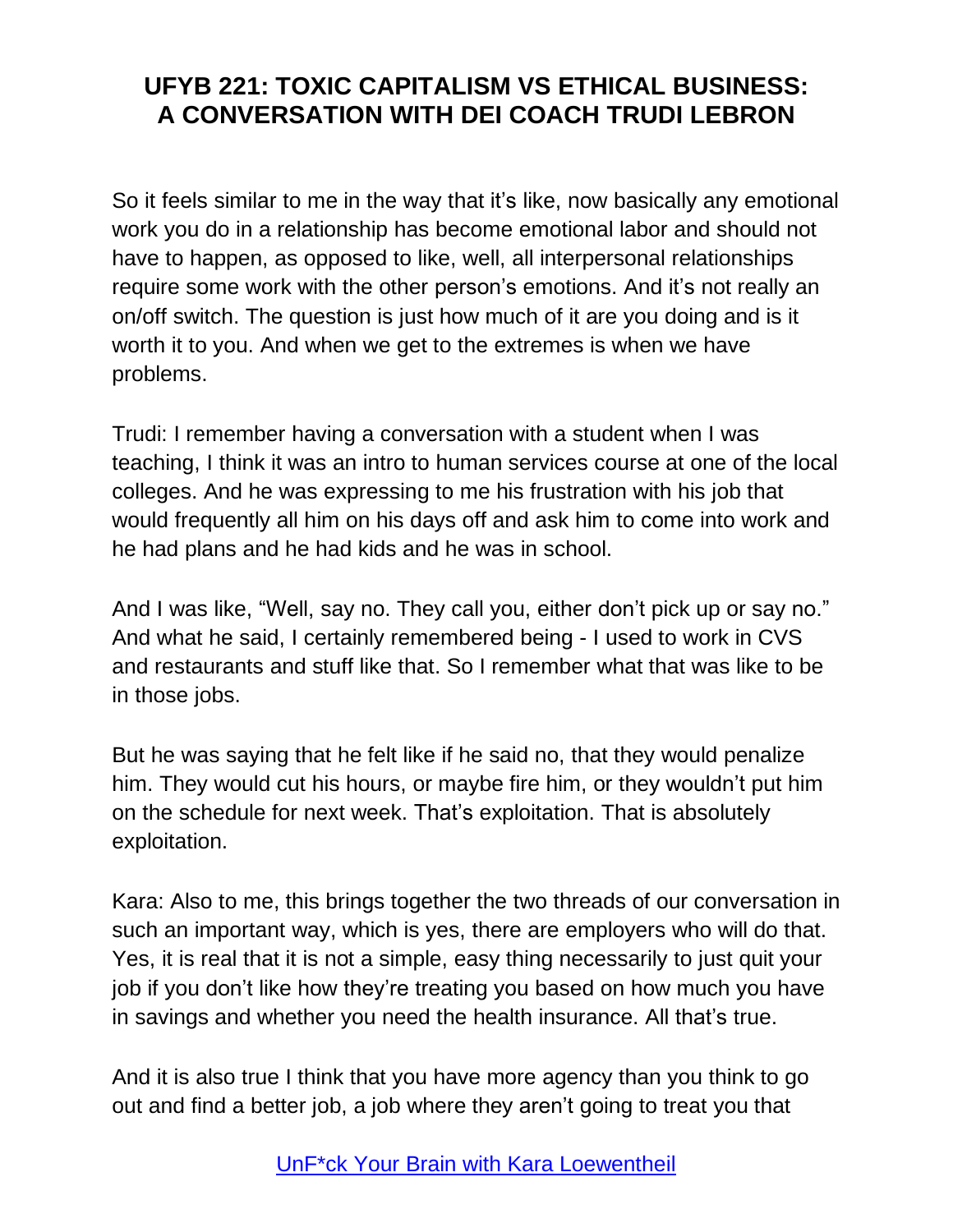So it feels similar to me in the way that it's like, now basically any emotional work you do in a relationship has become emotional labor and should not have to happen, as opposed to like, well, all interpersonal relationships require some work with the other person's emotions. And it's not really an on/off switch. The question is just how much of it are you doing and is it worth it to you. And when we get to the extremes is when we have problems.

Trudi: I remember having a conversation with a student when I was teaching, I think it was an intro to human services course at one of the local colleges. And he was expressing to me his frustration with his job that would frequently all him on his days off and ask him to come into work and he had plans and he had kids and he was in school.

And I was like, "Well, say no. They call you, either don't pick up or say no." And what he said, I certainly remembered being - I used to work in CVS and restaurants and stuff like that. So I remember what that was like to be in those jobs.

But he was saying that he felt like if he said no, that they would penalize him. They would cut his hours, or maybe fire him, or they wouldn't put him on the schedule for next week. That's exploitation. That is absolutely exploitation.

Kara: Also to me, this brings together the two threads of our conversation in such an important way, which is yes, there are employers who will do that. Yes, it is real that it is not a simple, easy thing necessarily to just quit your job if you don't like how they're treating you based on how much you have in savings and whether you need the health insurance. All that's true.

And it is also true I think that you have more agency than you think to go out and find a better job, a job where they aren't going to treat you that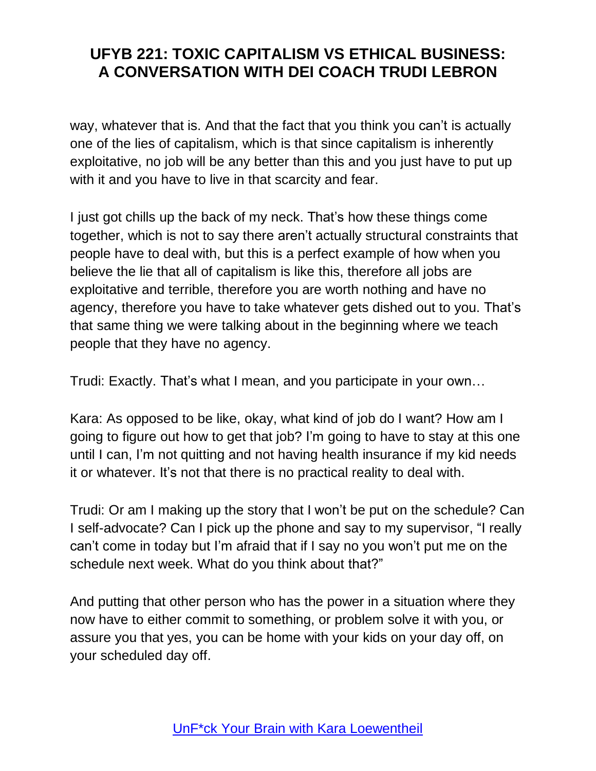way, whatever that is. And that the fact that you think you can't is actually one of the lies of capitalism, which is that since capitalism is inherently exploitative, no job will be any better than this and you just have to put up with it and you have to live in that scarcity and fear.

I just got chills up the back of my neck. That's how these things come together, which is not to say there aren't actually structural constraints that people have to deal with, but this is a perfect example of how when you believe the lie that all of capitalism is like this, therefore all jobs are exploitative and terrible, therefore you are worth nothing and have no agency, therefore you have to take whatever gets dished out to you. That's that same thing we were talking about in the beginning where we teach people that they have no agency.

Trudi: Exactly. That's what I mean, and you participate in your own…

Kara: As opposed to be like, okay, what kind of job do I want? How am I going to figure out how to get that job? I'm going to have to stay at this one until I can, I'm not quitting and not having health insurance if my kid needs it or whatever. It's not that there is no practical reality to deal with.

Trudi: Or am I making up the story that I won't be put on the schedule? Can I self-advocate? Can I pick up the phone and say to my supervisor, "I really can't come in today but I'm afraid that if I say no you won't put me on the schedule next week. What do you think about that?"

And putting that other person who has the power in a situation where they now have to either commit to something, or problem solve it with you, or assure you that yes, you can be home with your kids on your day off, on your scheduled day off.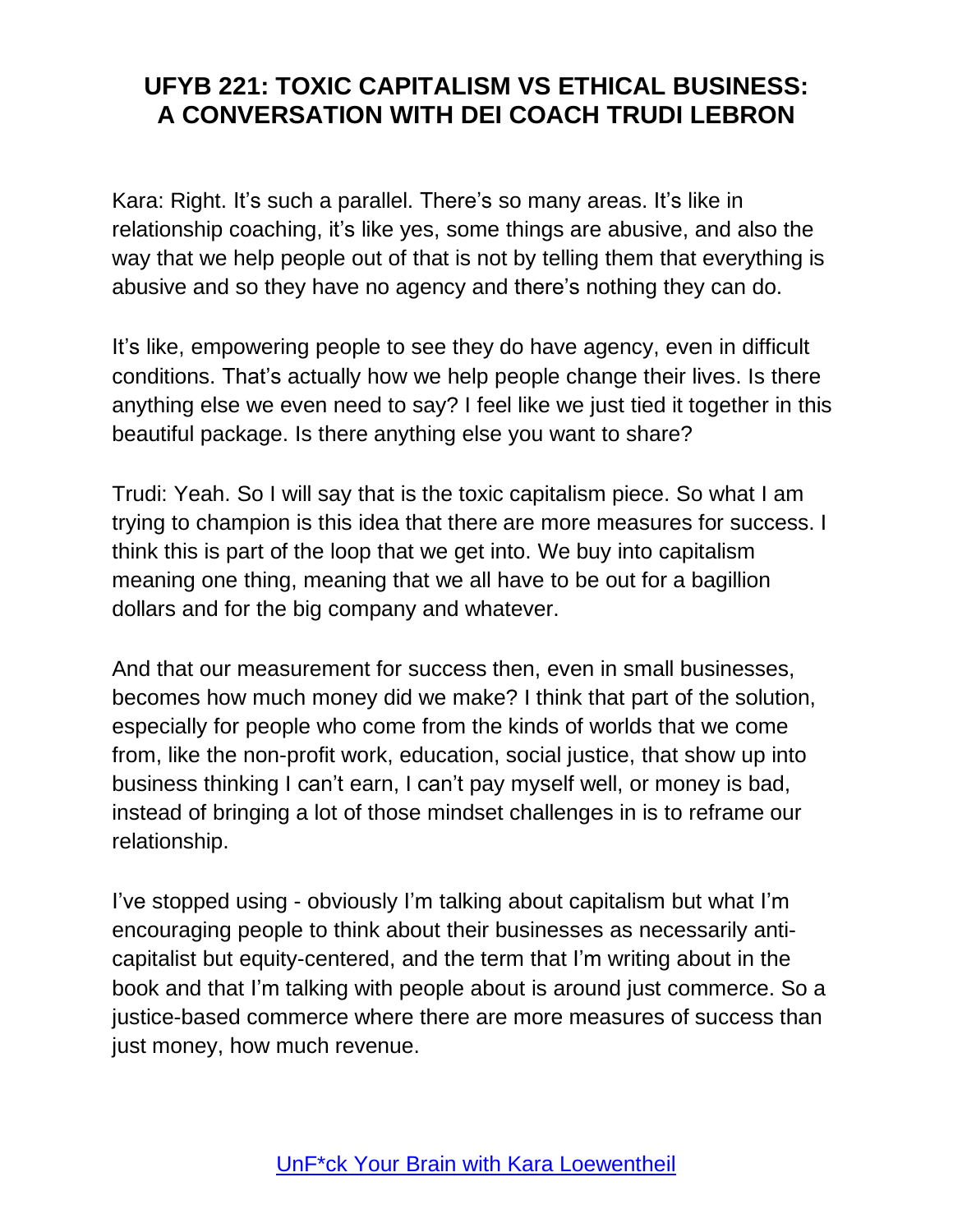Kara: Right. It's such a parallel. There's so many areas. It's like in relationship coaching, it's like yes, some things are abusive, and also the way that we help people out of that is not by telling them that everything is abusive and so they have no agency and there's nothing they can do.

It's like, empowering people to see they do have agency, even in difficult conditions. That's actually how we help people change their lives. Is there anything else we even need to say? I feel like we just tied it together in this beautiful package. Is there anything else you want to share?

Trudi: Yeah. So I will say that is the toxic capitalism piece. So what I am trying to champion is this idea that there are more measures for success. I think this is part of the loop that we get into. We buy into capitalism meaning one thing, meaning that we all have to be out for a bagillion dollars and for the big company and whatever.

And that our measurement for success then, even in small businesses, becomes how much money did we make? I think that part of the solution, especially for people who come from the kinds of worlds that we come from, like the non-profit work, education, social justice, that show up into business thinking I can't earn, I can't pay myself well, or money is bad, instead of bringing a lot of those mindset challenges in is to reframe our relationship.

I've stopped using - obviously I'm talking about capitalism but what I'm encouraging people to think about their businesses as necessarily anti-capitalist but equity-centered, and the term that I'm writing about in the book and that I'm talking with people about is around just commerce. So a justice-based commerce where there are more measures of success than just money, how much revenue.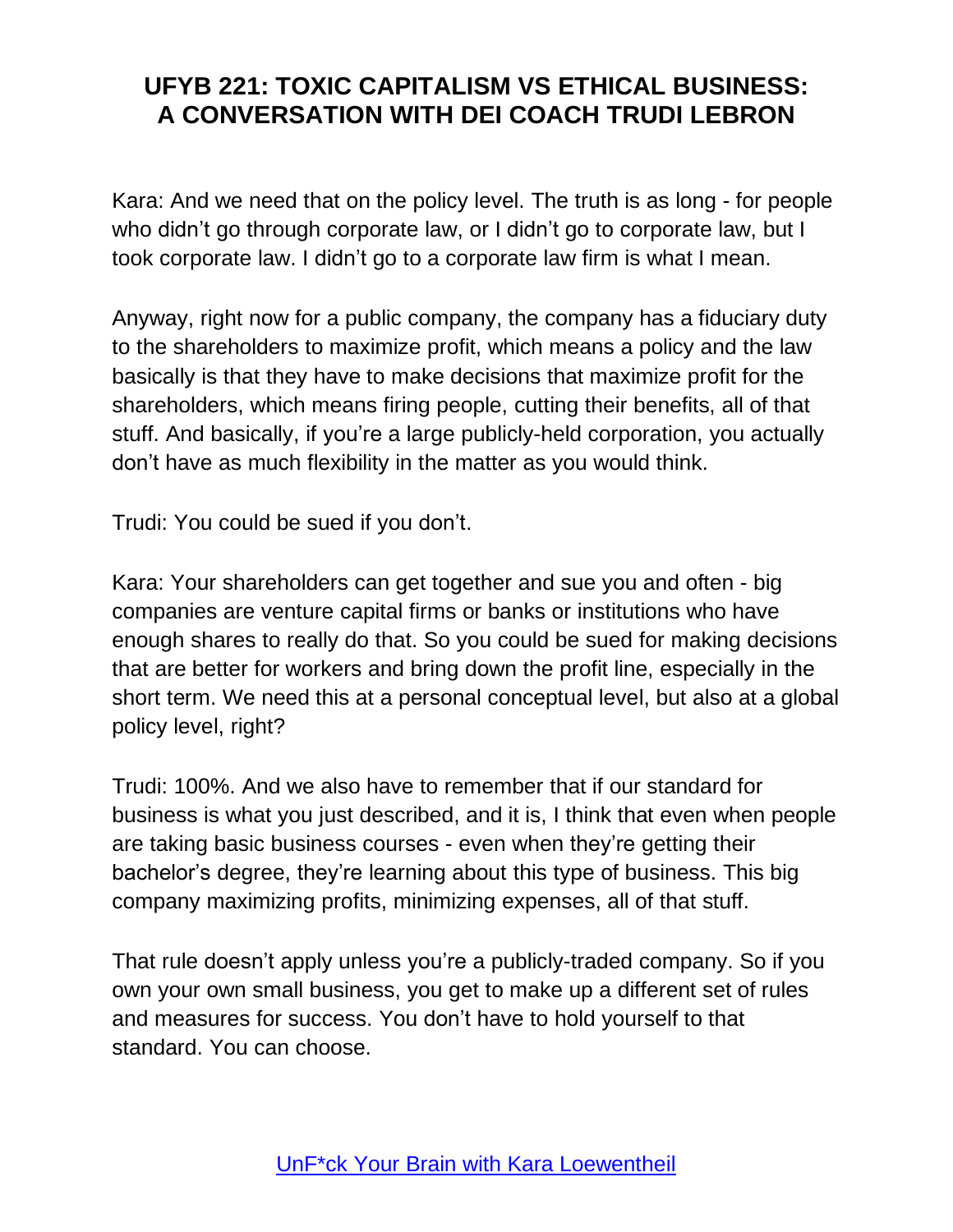Kara: And we need that on the policy level. The truth is as long - for people who didn't go through corporate law, or I didn't go to corporate law, but I took corporate law. I didn't go to a corporate law firm is what I mean.

Anyway, right now for a public company, the company has a fiduciary duty to the shareholders to maximize profit, which means a policy and the law basically is that they have to make decisions that maximize profit for the shareholders, which means firing people, cutting their benefits, all of that stuff. And basically, if you're a large publicly-held corporation, you actually don't have as much flexibility in the matter as you would think.

Trudi: You could be sued if you don't.

Kara: Your shareholders can get together and sue you and often - big companies are venture capital firms or banks or institutions who have enough shares to really do that. So you could be sued for making decisions that are better for workers and bring down the profit line, especially in the short term. We need this at a personal conceptual level, but also at a global policy level, right?

Trudi: 100%. And we also have to remember that if our standard for business is what you just described, and it is, I think that even when people are taking basic business courses - even when they're getting their bachelor's degree, they're learning about this type of business. This big company maximizing profits, minimizing expenses, all of that stuff.

That rule doesn't apply unless you're a publicly-traded company. So if you own your own small business, you get to make up a different set of rules and measures for success. You don't have to hold yourself to that standard. You can choose.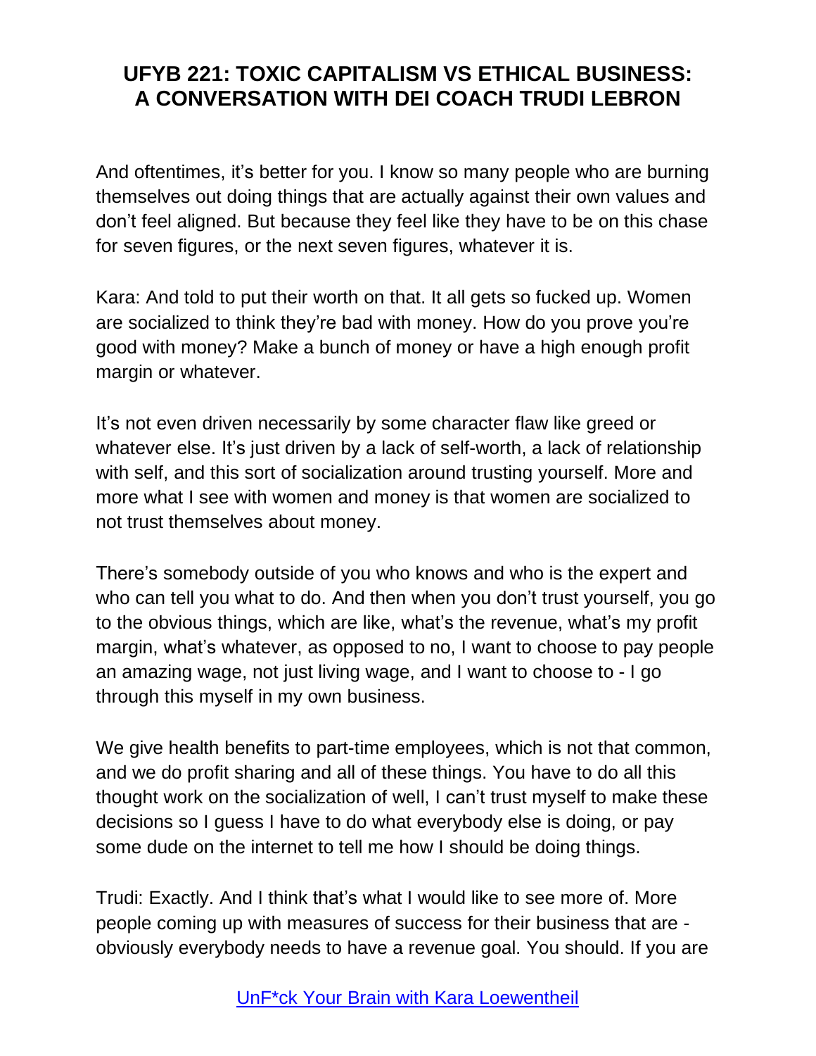And oftentimes, it's better for you. I know so many people who are burning themselves out doing things that are actually against their own values and don't feel aligned. But because they feel like they have to be on this chase for seven figures, or the next seven figures, whatever it is.

Kara: And told to put their worth on that. It all gets so fucked up. Women are socialized to think they're bad with money. How do you prove you're good with money? Make a bunch of money or have a high enough profit margin or whatever.

It's not even driven necessarily by some character flaw like greed or whatever else. It's just driven by a lack of self-worth, a lack of relationship with self, and this sort of socialization around trusting yourself. More and more what I see with women and money is that women are socialized to not trust themselves about money.

There's somebody outside of you who knows and who is the expert and who can tell you what to do. And then when you don't trust yourself, you go to the obvious things, which are like, what's the revenue, what's my profit margin, what's whatever, as opposed to no, I want to choose to pay people an amazing wage, not just living wage, and I want to choose to - I go through this myself in my own business.

We give health benefits to part-time employees, which is not that common, and we do profit sharing and all of these things. You have to do all this thought work on the socialization of well, I can't trust myself to make these decisions so I guess I have to do what everybody else is doing, or pay some dude on the internet to tell me how I should be doing things.

Trudi: Exactly. And I think that's what I would like to see more of. More people coming up with measures of success for their business that are - obviously everybody needs to have a revenue goal. You should. If you are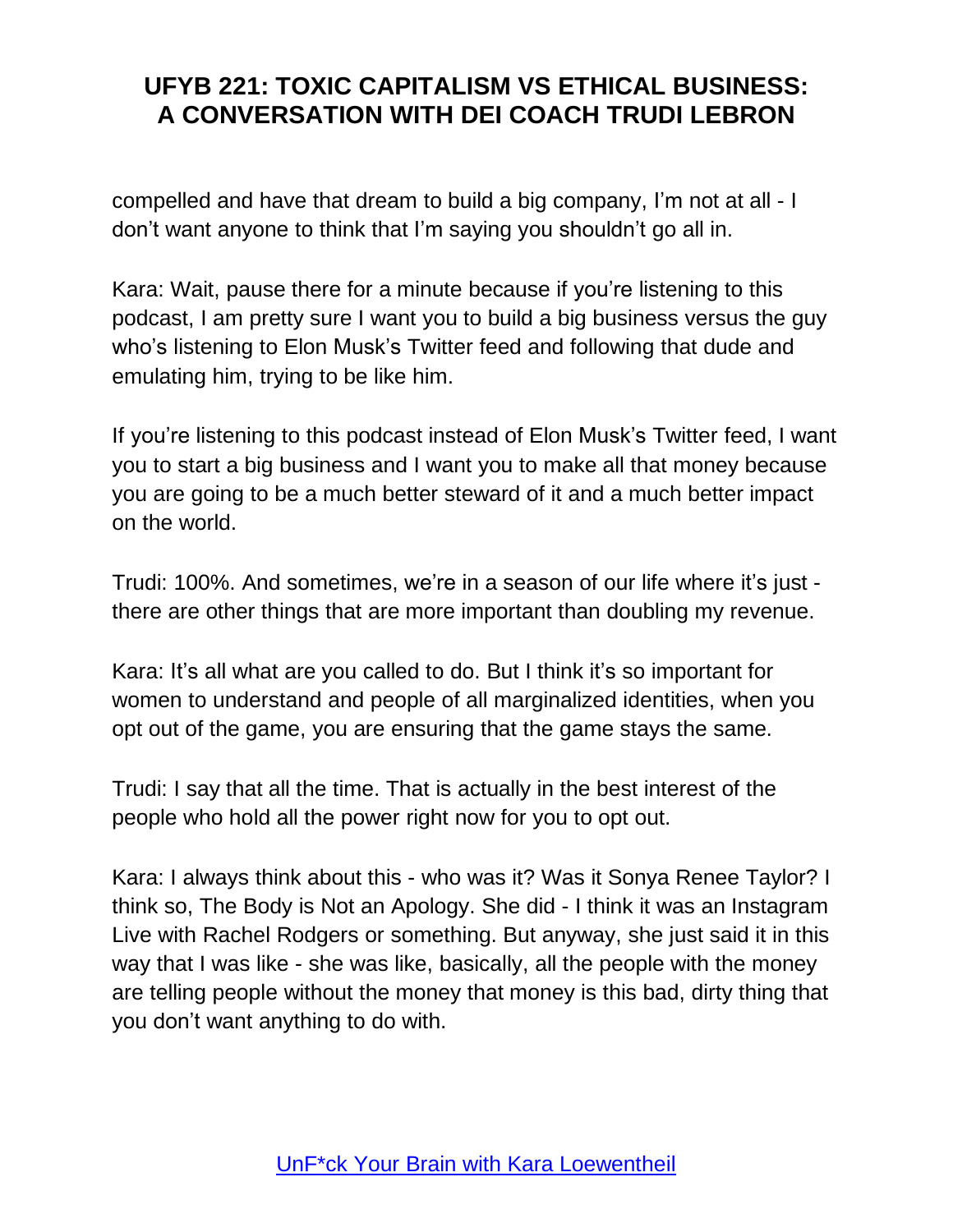compelled and have that dream to build a big company, I'm not at all - I don't want anyone to think that I'm saying you shouldn't go all in.

Kara: Wait, pause there for a minute because if you're listening to this podcast, I am pretty sure I want you to build a big business versus the guy who's listening to Elon Musk's Twitter feed and following that dude and emulating him, trying to be like him.

If you're listening to this podcast instead of Elon Musk's Twitter feed, I want you to start a big business and I want you to make all that money because you are going to be a much better steward of it and a much better impact on the world.

Trudi: 100%. And sometimes, we're in a season of our life where it's just - there are other things that are more important than doubling my revenue.

Kara: It's all what are you called to do. But I think it's so important for women to understand and people of all marginalized identities, when you opt out of the game, you are ensuring that the game stays the same.

Trudi: I say that all the time. That is actually in the best interest of the people who hold all the power right now for you to opt out.

Kara: I always think about this - who was it? Was it Sonya Renee Taylor? I think so, The Body is Not an Apology. She did - I think it was an Instagram Live with Rachel Rodgers or something. But anyway, she just said it in this way that I was like - she was like, basically, all the people with the money are telling people without the money that money is this bad, dirty thing that you don't want anything to do with.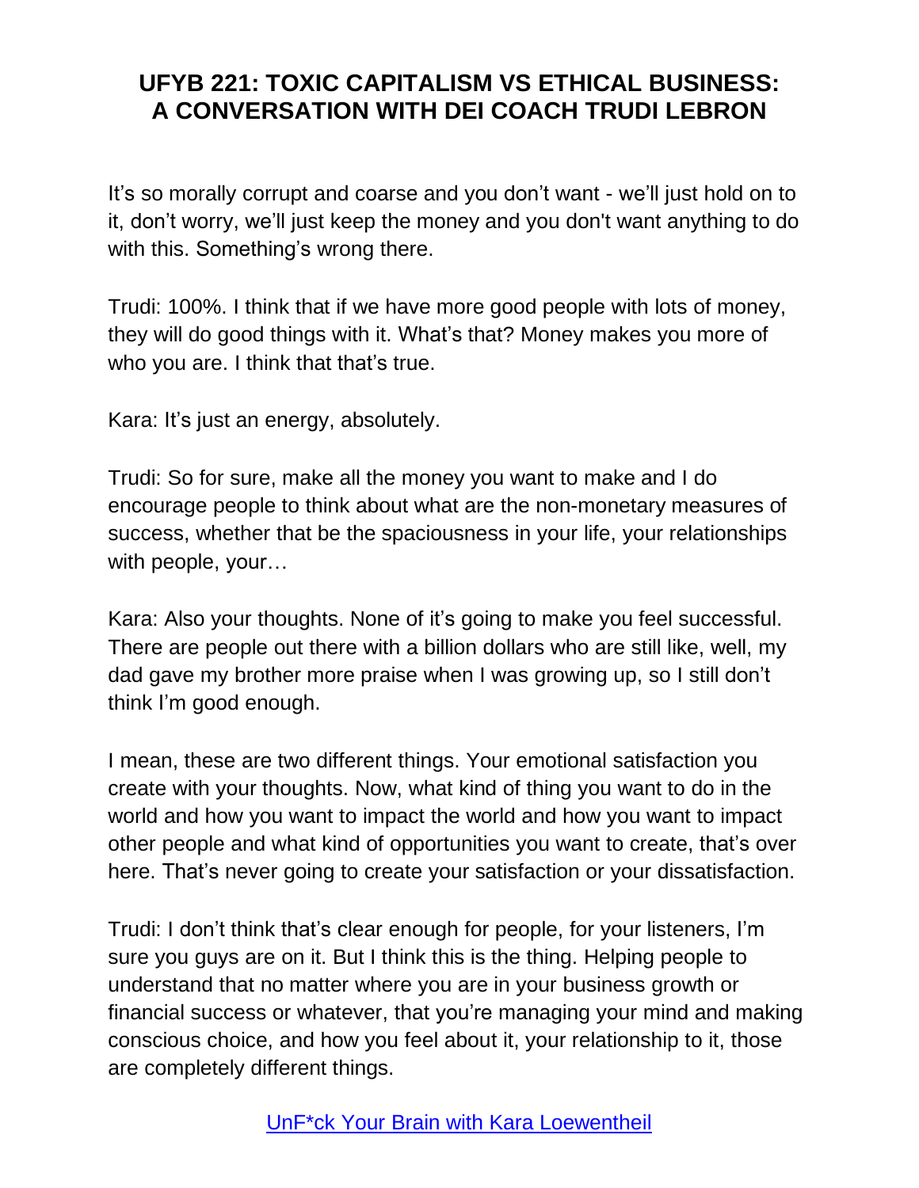It's so morally corrupt and coarse and you don't want - we'll just hold on to it, don't worry, we'll just keep the money and you don't want anything to do with this. Something's wrong there.

Trudi: 100%. I think that if we have more good people with lots of money, they will do good things with it. What's that? Money makes you more of who you are. I think that that's true.

Kara: It's just an energy, absolutely.

Trudi: So for sure, make all the money you want to make and I do encourage people to think about what are the non-monetary measures of success, whether that be the spaciousness in your life, your relationships with people, your…

Kara: Also your thoughts. None of it's going to make you feel successful. There are people out there with a billion dollars who are still like, well, my dad gave my brother more praise when I was growing up, so I still don't think I'm good enough.

I mean, these are two different things. Your emotional satisfaction you create with your thoughts. Now, what kind of thing you want to do in the world and how you want to impact the world and how you want to impact other people and what kind of opportunities you want to create, that's over here. That's never going to create your satisfaction or your dissatisfaction.

Trudi: I don't think that's clear enough for people, for your listeners, I'm sure you guys are on it. But I think this is the thing. Helping people to understand that no matter where you are in your business growth or financial success or whatever, that you're managing your mind and making conscious choice, and how you feel about it, your relationship to it, those are completely different things.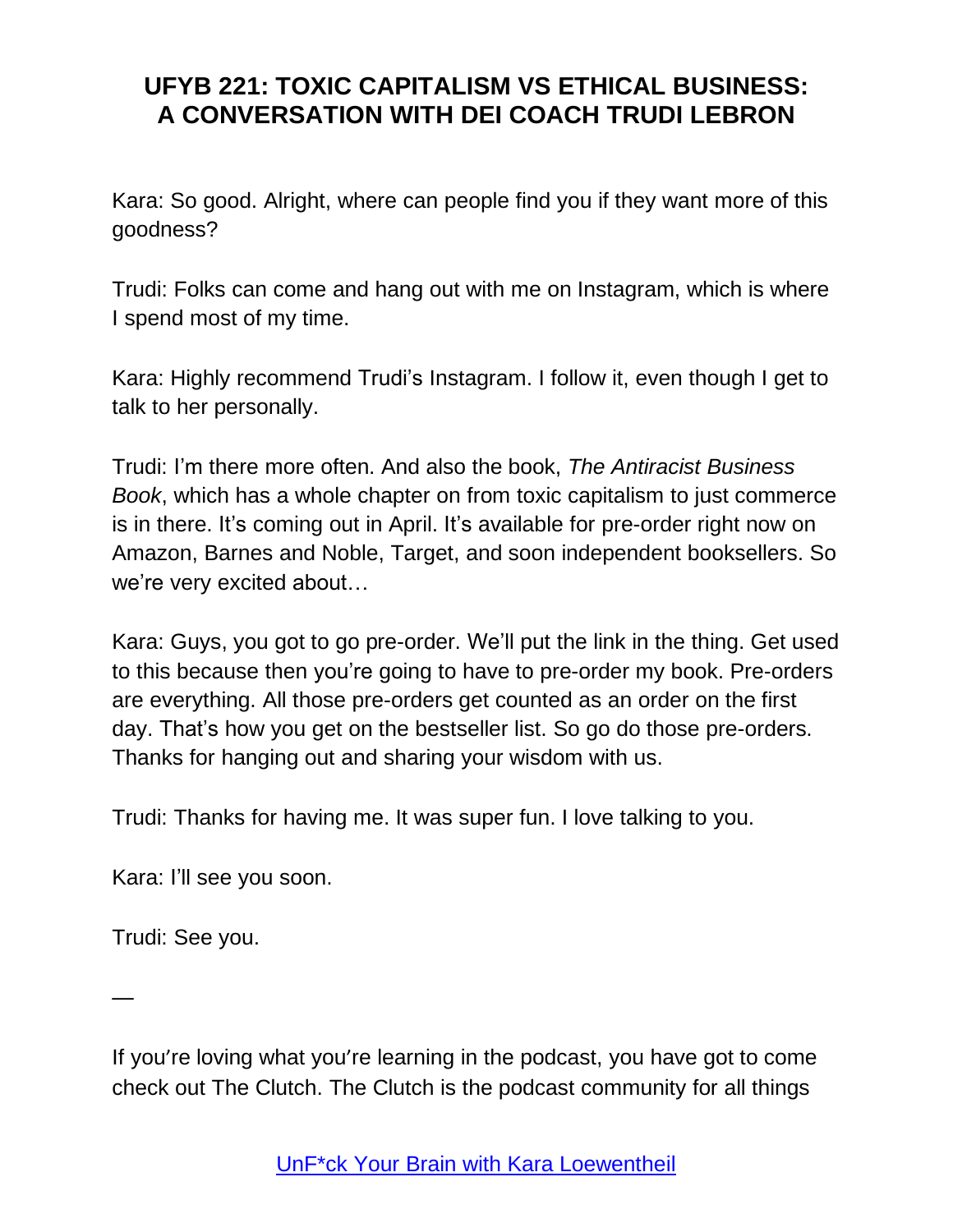Kara: So good. Alright, where can people find you if they want more of this goodness?

Trudi: Folks can come and hang out with me on Instagram, which is where I spend most of my time.

Kara: Highly recommend Trudi's Instagram. I follow it, even though I get to talk to her personally.

Trudi: I'm there more often. And also the book, *The Antiracist Business Book*, which has a whole chapter on from toxic capitalism to just commerce is in there. It's coming out in April. It's available for pre-order right now on Amazon, Barnes and Noble, Target, and soon independent booksellers. So we're very excited about…

Kara: Guys, you got to go pre-order. We'll put the link in the thing. Get used to this because then you're going to have to pre-order my book. Pre-orders are everything. All those pre-orders get counted as an order on the first day. That's how you get on the bestseller list. So go do those pre-orders. Thanks for hanging out and sharing your wisdom with us.

Trudi: Thanks for having me. It was super fun. I love talking to you.

Kara: I'll see you soon.

Trudi: See you.

—

If you're loving what you're learning in the podcast, you have got to come check out The Clutch. The Clutch is the podcast community for all things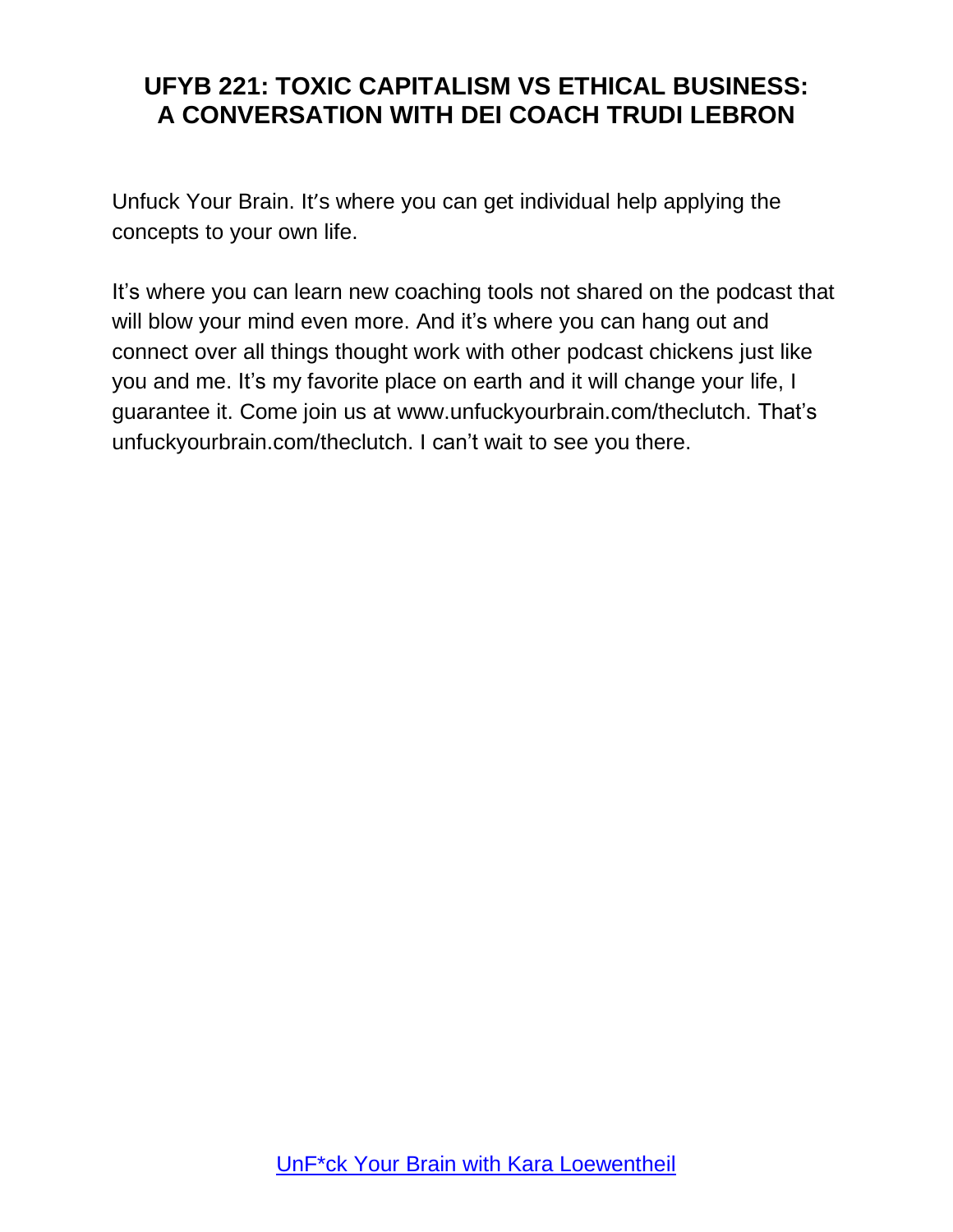Unfuck Your Brain. It's where you can get individual help applying the concepts to your own life.

It's where you can learn new coaching tools not shared on the podcast that will blow your mind even more. And it's where you can hang out and connect over all things thought work with other podcast chickens just like you and me. It's my favorite place on earth and it will change your life, I guarantee it. Come join us at www.unfuckyourbrain.com/theclutch. That's unfuckyourbrain.com/theclutch. I can't wait to see you there.